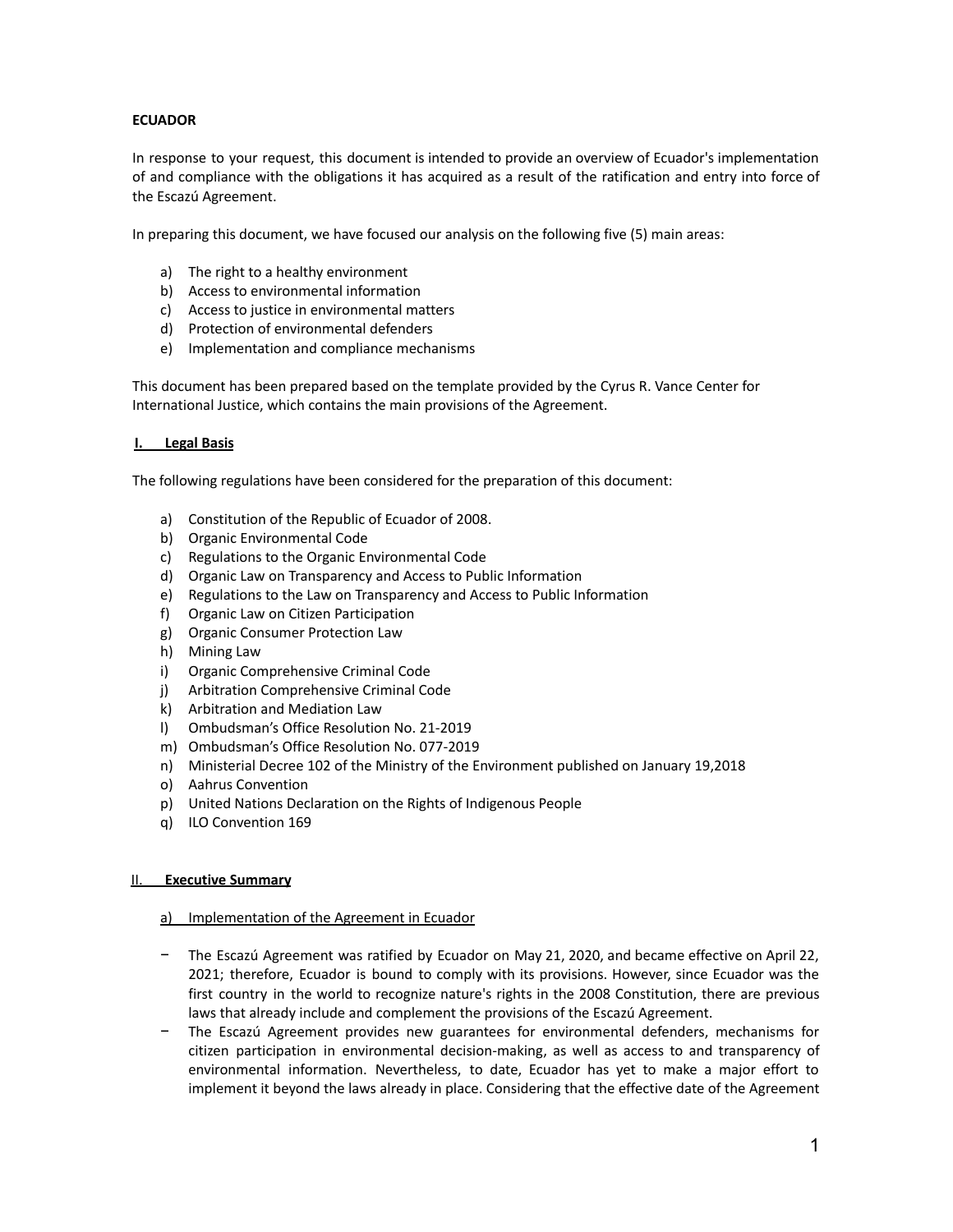**ECUADOR**

In response to your request, this document is intended to provide an overview of Ecuador's implementation of and compliance with the obligations it has acquired as a result of the ratification and entry into force of the Escazú Agreement.

In preparing this document, we have focused our analysis on the following five (5) main areas:

a) The right to a healthy environment
b) Access to environmental information
c) Access to justice in environmental matters
d) Protection of environmental defenders
e) Implementation and compliance mechanisms

This document has been prepared based on the template provided by the Cyrus R. Vance Center for International Justice, which contains the main provisions of the Agreement.

## I. Legal Basis

The following regulations have been considered for the preparation of this document:

a) Constitution of the Republic of Ecuador of 2008.
b) Organic Environmental Code
c) Regulations to the Organic Environmental Code
d) Organic Law on Transparency and Access to Public Information
e) Regulations to the Law on Transparency and Access to Public Information
f) Organic Law on Citizen Participation
g) Organic Consumer Protection Law
h) Mining Law
i) Organic Comprehensive Criminal Code
j) Arbitration Comprehensive Criminal Code
k) Arbitration and Mediation Law
l) Ombudsman's Office Resolution No. 21-2019
m) Ombudsman's Office Resolution No. 077-2019
n) Ministerial Decree 102 of the Ministry of the Environment published on January 19,2018
o) Aahrus Convention
p) United Nations Declaration on the Rights of Indigenous People
q) ILO Convention 169

## II. Executive Summary

### a) Implementation of the Agreement in Ecuador

- The Escazú Agreement was ratified by Ecuador on May 21, 2020, and became effective on April 22, 2021; therefore, Ecuador is bound to comply with its provisions. However, since Ecuador was the first country in the world to recognize nature's rights in the 2008 Constitution, there are previous laws that already include and complement the provisions of the Escazú Agreement.
- The Escazú Agreement provides new guarantees for environmental defenders, mechanisms for citizen participation in environmental decision-making, as well as access to and transparency of environmental information. Nevertheless, to date, Ecuador has yet to make a major effort to implement it beyond the laws already in place. Considering that the effective date of the Agreement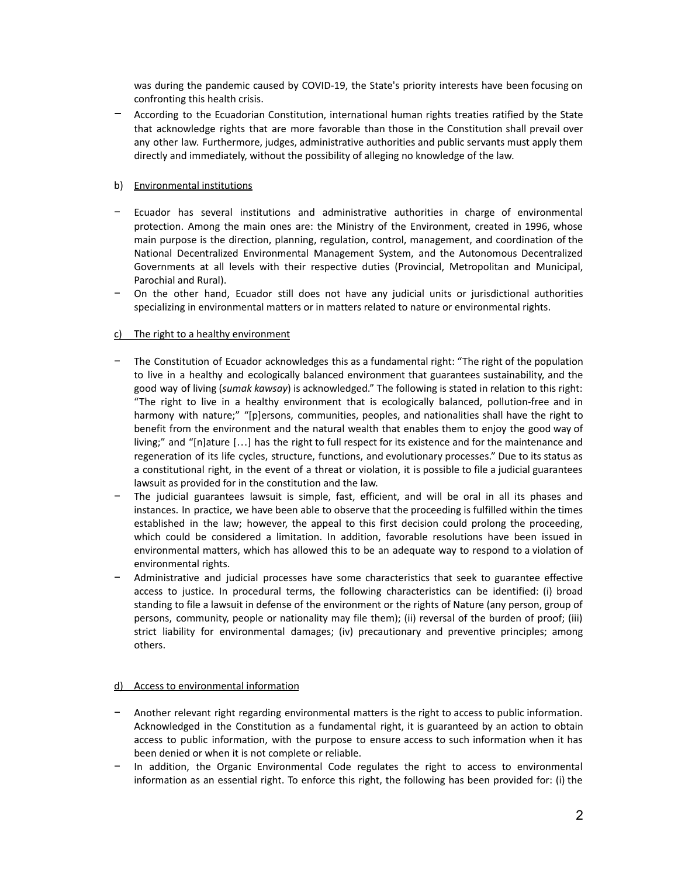was during the pandemic caused by COVID-19, the State's priority interests have been focusing on confronting this health crisis.

- According to the Ecuadorian Constitution, international human rights treaties ratified by the State that acknowledge rights that are more favorable than those in the Constitution shall prevail over any other law. Furthermore, judges, administrative authorities and public servants must apply them directly and immediately, without the possibility of alleging no knowledge of the law.

b) Environmental institutions

- Ecuador has several institutions and administrative authorities in charge of environmental protection. Among the main ones are: the Ministry of the Environment, created in 1996, whose main purpose is the direction, planning, regulation, control, management, and coordination of the National Decentralized Environmental Management System, and the Autonomous Decentralized Governments at all levels with their respective duties (Provincial, Metropolitan and Municipal, Parochial and Rural).
- On the other hand, Ecuador still does not have any judicial units or jurisdictional authorities specializing in environmental matters or in matters related to nature or environmental rights.

c) The right to a healthy environment

- The Constitution of Ecuador acknowledges this as a fundamental right: "The right of the population to live in a healthy and ecologically balanced environment that guarantees sustainability, and the good way of living (*sumak kawsay*) is acknowledged." The following is stated in relation to this right: "The right to live in a healthy environment that is ecologically balanced, pollution-free and in harmony with nature;" "[p]ersons, communities, peoples, and nationalities shall have the right to benefit from the environment and the natural wealth that enables them to enjoy the good way of living;" and "[n]ature [...] has the right to full respect for its existence and for the maintenance and regeneration of its life cycles, structure, functions, and evolutionary processes." Due to its status as a constitutional right, in the event of a threat or violation, it is possible to file a judicial guarantees lawsuit as provided for in the constitution and the law.
- The judicial guarantees lawsuit is simple, fast, efficient, and will be oral in all its phases and instances. In practice, we have been able to observe that the proceeding is fulfilled within the times established in the law; however, the appeal to this first decision could prolong the proceeding, which could be considered a limitation. In addition, favorable resolutions have been issued in environmental matters, which has allowed this to be an adequate way to respond to a violation of environmental rights.
- Administrative and judicial processes have some characteristics that seek to guarantee effective access to justice. In procedural terms, the following characteristics can be identified: (i) broad standing to file a lawsuit in defense of the environment or the rights of Nature (any person, group of persons, community, people or nationality may file them); (ii) reversal of the burden of proof; (iii) strict liability for environmental damages; (iv) precautionary and preventive principles; among others.

d) Access to environmental information

- Another relevant right regarding environmental matters is the right to access to public information. Acknowledged in the Constitution as a fundamental right, it is guaranteed by an action to obtain access to public information, with the purpose to ensure access to such information when it has been denied or when it is not complete or reliable.
- In addition, the Organic Environmental Code regulates the right to access to environmental information as an essential right. To enforce this right, the following has been provided for: (i) the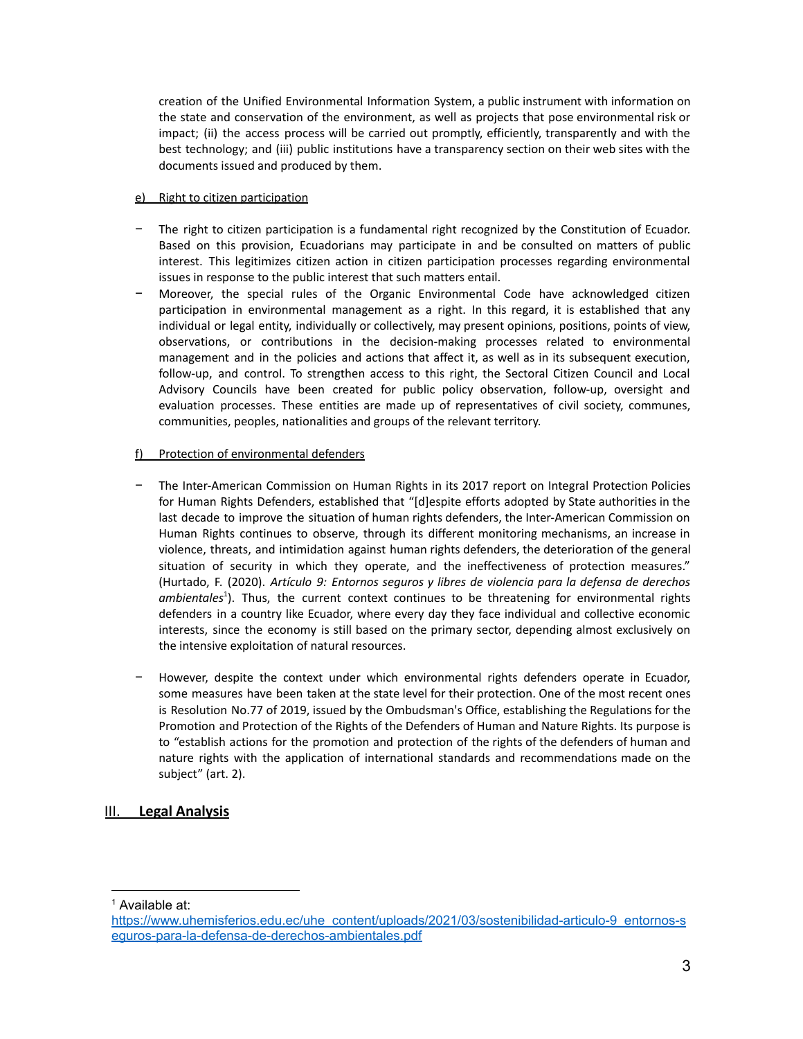creation of the Unified Environmental Information System, a public instrument with information on the state and conservation of the environment, as well as projects that pose environmental risk or impact; (ii) the access process will be carried out promptly, efficiently, transparently and with the best technology; and (iii) public institutions have a transparency section on their web sites with the documents issued and produced by them.

e) Right to citizen participation

- The right to citizen participation is a fundamental right recognized by the Constitution of Ecuador. Based on this provision, Ecuadorians may participate in and be consulted on matters of public interest. This legitimizes citizen action in citizen participation processes regarding environmental issues in response to the public interest that such matters entail.
- Moreover, the special rules of the Organic Environmental Code have acknowledged citizen participation in environmental management as a right. In this regard, it is established that any individual or legal entity, individually or collectively, may present opinions, positions, points of view, observations, or contributions in the decision-making processes related to environmental management and in the policies and actions that affect it, as well as in its subsequent execution, follow-up, and control. To strengthen access to this right, the Sectoral Citizen Council and Local Advisory Councils have been created for public policy observation, follow-up, oversight and evaluation processes. These entities are made up of representatives of civil society, communes, communities, peoples, nationalities and groups of the relevant territory.

f) Protection of environmental defenders

- The Inter-American Commission on Human Rights in its 2017 report on Integral Protection Policies for Human Rights Defenders, established that "[d]espite efforts adopted by State authorities in the last decade to improve the situation of human rights defenders, the Inter-American Commission on Human Rights continues to observe, through its different monitoring mechanisms, an increase in violence, threats, and intimidation against human rights defenders, the deterioration of the general situation of security in which they operate, and the ineffectiveness of protection measures." (Hurtado, F. (2020). *Artículo 9: Entornos seguros y libres de violencia para la defensa de derechos ambientales*[1]). Thus, the current context continues to be threatening for environmental rights defenders in a country like Ecuador, where every day they face individual and collective economic interests, since the economy is still based on the primary sector, depending almost exclusively on the intensive exploitation of natural resources.

- However, despite the context under which environmental rights defenders operate in Ecuador, some measures have been taken at the state level for their protection. One of the most recent ones is Resolution No.77 of 2019, issued by the Ombudsman's Office, establishing the Regulations for the Promotion and Protection of the Rights of the Defenders of Human and Nature Rights. Its purpose is to "establish actions for the promotion and protection of the rights of the defenders of human and nature rights with the application of international standards and recommendations made on the subject" (art. 2).

## III. Legal Analysis

[1] Available at: https://www.uhemisferios.edu.ec/uhe_content/uploads/2021/03/sostenibilidad-articulo-9_entornos-seguros-para-la-defensa-de-derechos-ambientales.pdf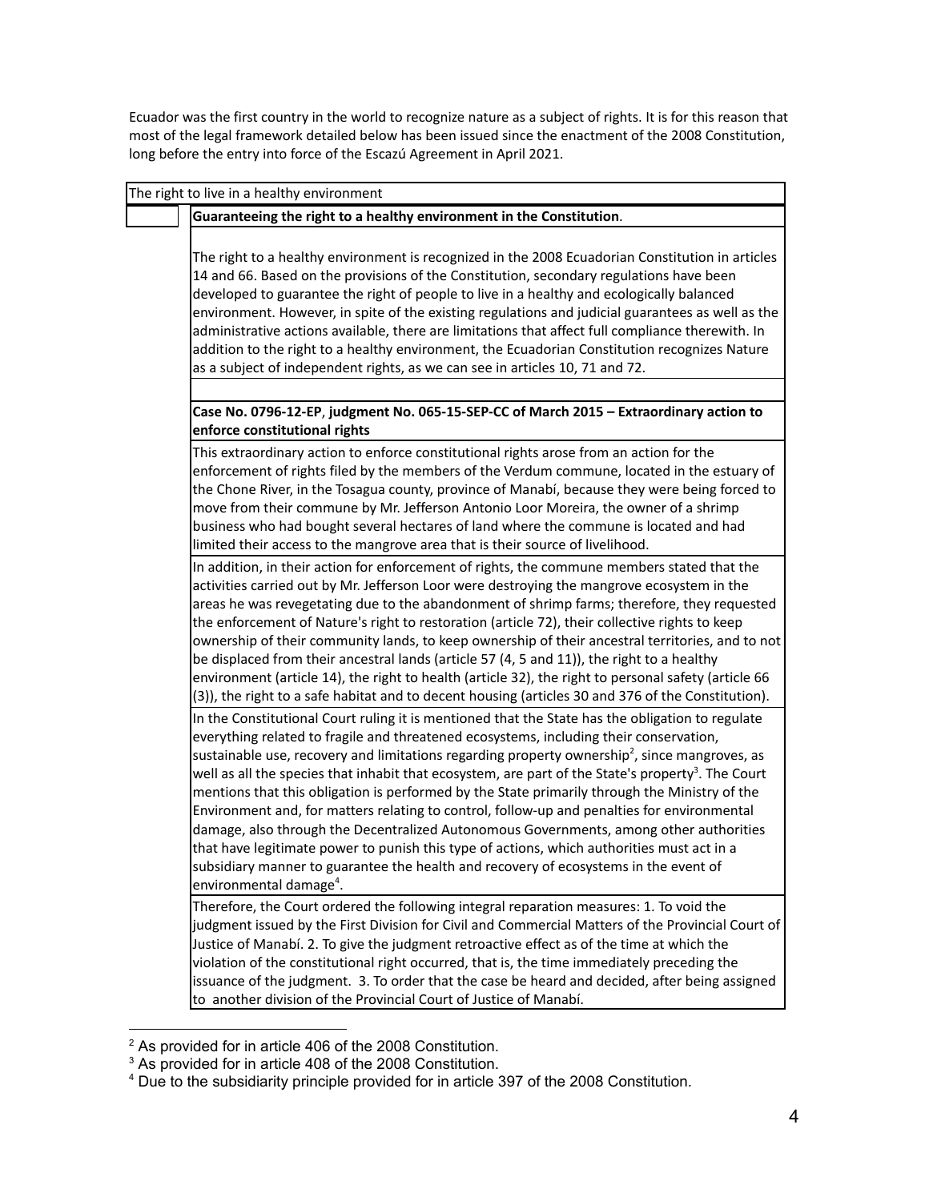Ecuador was the first country in the world to recognize nature as a subject of rights. It is for this reason that most of the legal framework detailed below has been issued since the enactment of the 2008 Constitution, long before the entry into force of the Escazú Agreement in April 2021.

| The right to live in a healthy environment | |
|---|---|
| | **Guaranteeing the right to a healthy environment in the Constitution**. |
| | The right to a healthy environment is recognized in the 2008 Ecuadorian Constitution in articles 14 and 66. Based on the provisions of the Constitution, secondary regulations have been developed to guarantee the right of people to live in a healthy and ecologically balanced environment. However, in spite of the existing regulations and judicial guarantees as well as the administrative actions available, there are limitations that affect full compliance therewith. In addition to the right to a healthy environment, the Ecuadorian Constitution recognizes Nature as a subject of independent rights, as we can see in articles 10, 71 and 72. |
| | |
| | **Case No. 0796-12-EP**, **judgment No. 065-15-SEP-CC of March 2015 – Extraordinary action to enforce constitutional rights** |
| | This extraordinary action to enforce constitutional rights arose from an action for the enforcement of rights filed by the members of the Verdum commune, located in the estuary of the Chone River, in the Tosagua county, province of Manabí, because they were being forced to move from their commune by Mr. Jefferson Antonio Loor Moreira, the owner of a shrimp business who had bought several hectares of land where the commune is located and had limited their access to the mangrove area that is their source of livelihood. |
| | In addition, in their action for enforcement of rights, the commune members stated that the activities carried out by Mr. Jefferson Loor were destroying the mangrove ecosystem in the areas he was revegetating due to the abandonment of shrimp farms; therefore, they requested the enforcement of Nature's right to restoration (article 72), their collective rights to keep ownership of their community lands, to keep ownership of their ancestral territories, and to not be displaced from their ancestral lands (article 57 (4, 5 and 11)), the right to a healthy environment (article 14), the right to health (article 32), the right to personal safety (article 66 (3)), the right to a safe habitat and to decent housing (articles 30 and 376 of the Constitution). |
| | In the Constitutional Court ruling it is mentioned that the State has the obligation to regulate everything related to fragile and threatened ecosystems, including their conservation, sustainable use, recovery and limitations regarding property ownership[2], since mangroves, as well as all the species that inhabit that ecosystem, are part of the State's property[3]. The Court mentions that this obligation is performed by the State primarily through the Ministry of the Environment and, for matters relating to control, follow-up and penalties for environmental damage, also through the Decentralized Autonomous Governments, among other authorities that have legitimate power to punish this type of actions, which authorities must act in a subsidiary manner to guarantee the health and recovery of ecosystems in the event of environmental damage[4]. |
| | Therefore, the Court ordered the following integral reparation measures: 1. To void the judgment issued by the First Division for Civil and Commercial Matters of the Provincial Court of Justice of Manabí. 2. To give the judgment retroactive effect as of the time at which the violation of the constitutional right occurred, that is, the time immediately preceding the issuance of the judgment. 3. To order that the case be heard and decided, after being assigned to another division of the Provincial Court of Justice of Manabí. |

[2] As provided for in article 406 of the 2008 Constitution.

[3] As provided for in article 408 of the 2008 Constitution.

[4] Due to the subsidiarity principle provided for in article 397 of the 2008 Constitution.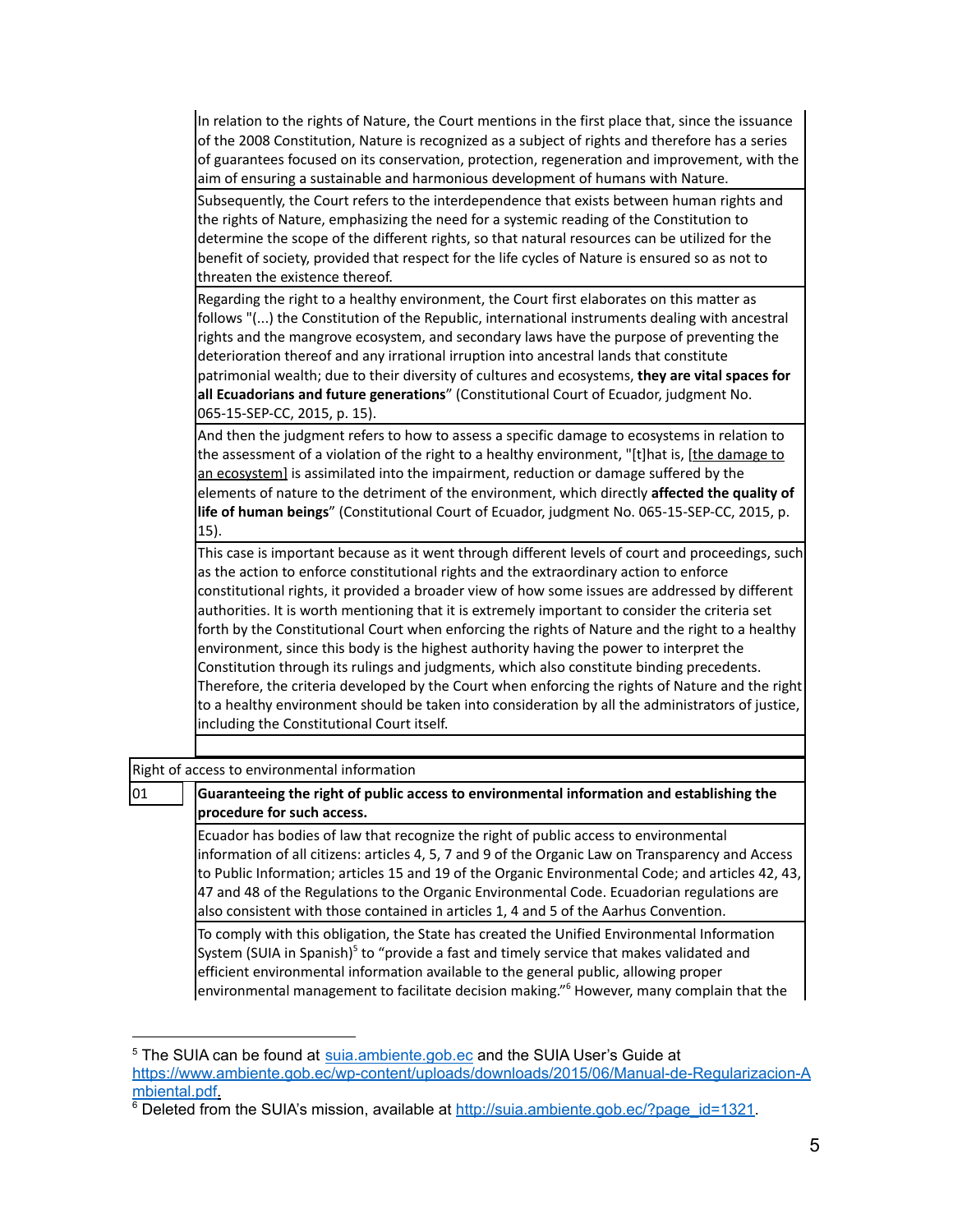| | |
|---|---|
| | In relation to the rights of Nature, the Court mentions in the first place that, since the issuance of the 2008 Constitution, Nature is recognized as a subject of rights and therefore has a series of guarantees focused on its conservation, protection, regeneration and improvement, with the aim of ensuring a sustainable and harmonious development of humans with Nature. |
| | Subsequently, the Court refers to the interdependence that exists between human rights and the rights of Nature, emphasizing the need for a systemic reading of the Constitution to determine the scope of the different rights, so that natural resources can be utilized for the benefit of society, provided that respect for the life cycles of Nature is ensured so as not to threaten the existence thereof. |
| | Regarding the right to a healthy environment, the Court first elaborates on this matter as follows "(...) the Constitution of the Republic, international instruments dealing with ancestral rights and the mangrove ecosystem, and secondary laws have the purpose of preventing the deterioration thereof and any irrational irruption into ancestral lands that constitute patrimonial wealth; due to their diversity of cultures and ecosystems, **they are vital spaces for all Ecuadorians and future generations**" (Constitutional Court of Ecuador, judgment No. 065-15-SEP-CC, 2015, p. 15). |
| | And then the judgment refers to how to assess a specific damage to ecosystems in relation to the assessment of a violation of the right to a healthy environment, "[t]hat is, [the damage to an ecosystem] is assimilated into the impairment, reduction or damage suffered by the elements of nature to the detriment of the environment, which directly **affected the quality of life of human beings**" (Constitutional Court of Ecuador, judgment No. 065-15-SEP-CC, 2015, p. 15). |
| | This case is important because as it went through different levels of court and proceedings, such as the action to enforce constitutional rights and the extraordinary action to enforce constitutional rights, it provided a broader view of how some issues are addressed by different authorities. It is worth mentioning that it is extremely important to consider the criteria set forth by the Constitutional Court when enforcing the rights of Nature and the right to a healthy environment, since this body is the highest authority having the power to interpret the Constitution through its rulings and judgments, which also constitute binding precedents. Therefore, the criteria developed by the Court when enforcing the rights of Nature and the right to a healthy environment should be taken into consideration by all the administrators of justice, including the Constitutional Court itself. |
| | |

| Right of access to environmental information | |
|---|---|
| 01 | **Guaranteeing the right of public access to environmental information and establishing the procedure for such access.** |
| | Ecuador has bodies of law that recognize the right of public access to environmental information of all citizens: articles 4, 5, 7 and 9 of the Organic Law on Transparency and Access to Public Information; articles 15 and 19 of the Organic Environmental Code; and articles 42, 43, 47 and 48 of the Regulations to the Organic Environmental Code. Ecuadorian regulations are also consistent with those contained in articles 1, 4 and 5 of the Aarhus Convention. |
| | To comply with this obligation, the State has created the Unified Environmental Information System (SUIA in Spanish)[5] to "provide a fast and timely service that makes validated and efficient environmental information available to the general public, allowing proper environmental management to facilitate decision making."[6] However, many complain that the |

[5] The SUIA can be found at suia.ambiente.gob.ec and the SUIA User's Guide at https://www.ambiente.gob.ec/wp-content/uploads/downloads/2015/06/Manual-de-Regularizacion-Ambiental.pdf.

[6] Deleted from the SUIA's mission, available at http://suia.ambiente.gob.ec/?page_id=1321.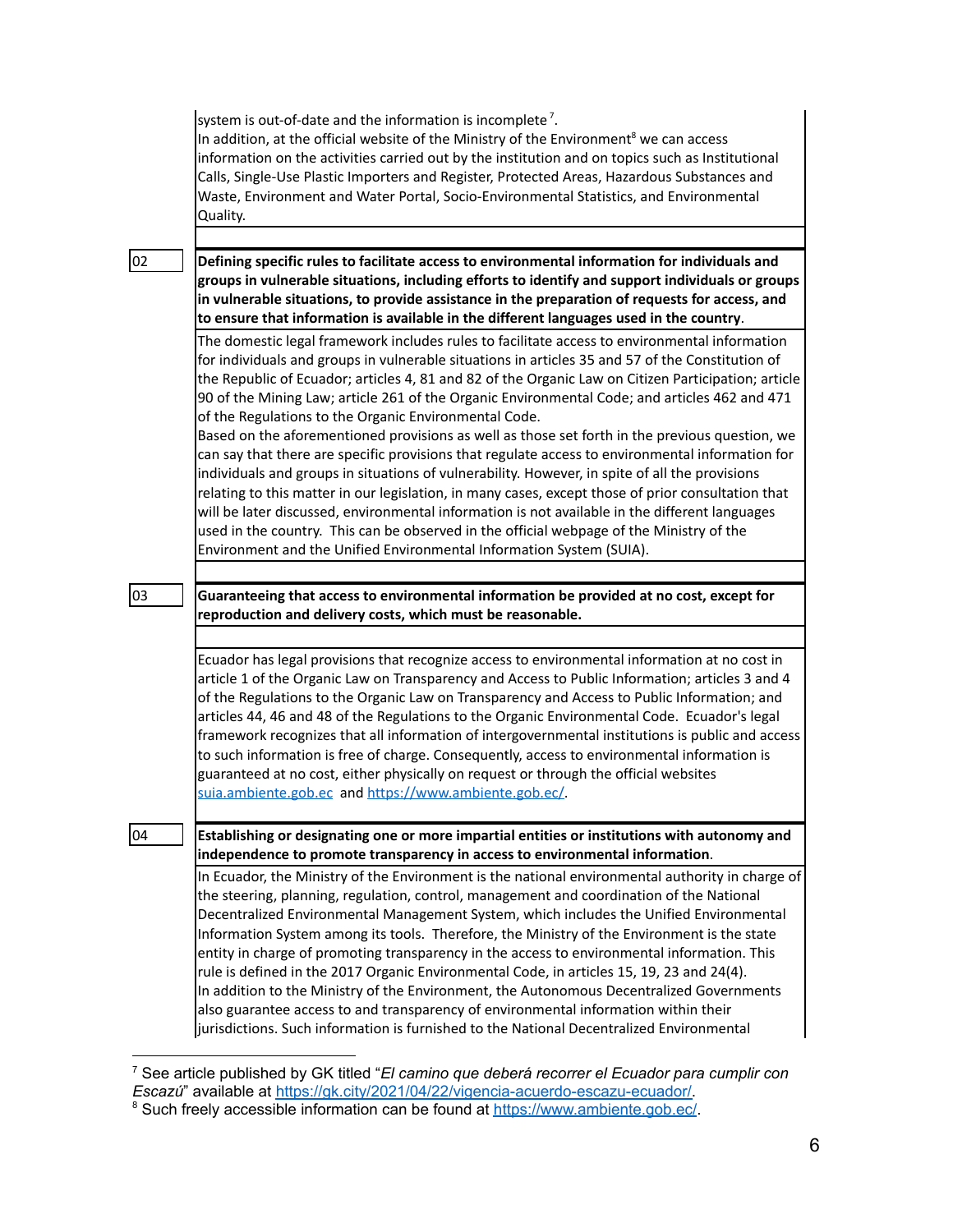system is out-of-date and the information is incomplete[7].

In addition, at the official website of the Ministry of the Environment[8] we can access information on the activities carried out by the institution and on topics such as Institutional Calls, Single-Use Plastic Importers and Register, Protected Areas, Hazardous Substances and Waste, Environment and Water Portal, Socio-Environmental Statistics, and Environmental Quality.

| | |
|---|---|
| 02 | **Defining specific rules to facilitate access to environmental information for individuals and groups in vulnerable situations, including efforts to identify and support individuals or groups in vulnerable situations, to provide assistance in the preparation of requests for access, and to ensure that information is available in the different languages used in the country**. |
| | The domestic legal framework includes rules to facilitate access to environmental information for individuals and groups in vulnerable situations in articles 35 and 57 of the Constitution of the Republic of Ecuador; articles 4, 81 and 82 of the Organic Law on Citizen Participation; article 90 of the Mining Law; article 261 of the Organic Environmental Code; and articles 462 and 471 of the Regulations to the Organic Environmental Code. Based on the aforementioned provisions as well as those set forth in the previous question, we can say that there are specific provisions that regulate access to environmental information for individuals and groups in situations of vulnerability. However, in spite of all the provisions relating to this matter in our legislation, in many cases, except those of prior consultation that will be later discussed, environmental information is not available in the different languages used in the country. This can be observed in the official webpage of the Ministry of the Environment and the Unified Environmental Information System (SUIA). |
| 03 | **Guaranteeing that access to environmental information be provided at no cost, except for reproduction and delivery costs, which must be reasonable.** |
| | Ecuador has legal provisions that recognize access to environmental information at no cost in article 1 of the Organic Law on Transparency and Access to Public Information; articles 3 and 4 of the Regulations to the Organic Law on Transparency and Access to Public Information; and articles 44, 46 and 48 of the Regulations to the Organic Environmental Code. Ecuador's legal framework recognizes that all information of intergovernmental institutions is public and access to such information is free of charge. Consequently, access to environmental information is guaranteed at no cost, either physically on request or through the official websites suia.ambiente.gob.ec and https://www.ambiente.gob.ec/. |
| 04 | **Establishing or designating one or more impartial entities or institutions with autonomy and independence to promote transparency in access to environmental information**. |
| | In Ecuador, the Ministry of the Environment is the national environmental authority in charge of the steering, planning, regulation, control, management and coordination of the National Decentralized Environmental Management System, which includes the Unified Environmental Information System among its tools. Therefore, the Ministry of the Environment is the state entity in charge of promoting transparency in the access to environmental information. This rule is defined in the 2017 Organic Environmental Code, in articles 15, 19, 23 and 24(4). In addition to the Ministry of the Environment, the Autonomous Decentralized Governments also guarantee access to and transparency of environmental information within their jurisdictions. Such information is furnished to the National Decentralized Environmental |

[7] See article published by GK titled "*El camino que deberá recorrer el Ecuador para cumplir con Escazú*" available at https://gk.city/2021/04/22/vigencia-acuerdo-escazu-ecuador/.

[8] Such freely accessible information can be found at https://www.ambiente.gob.ec/.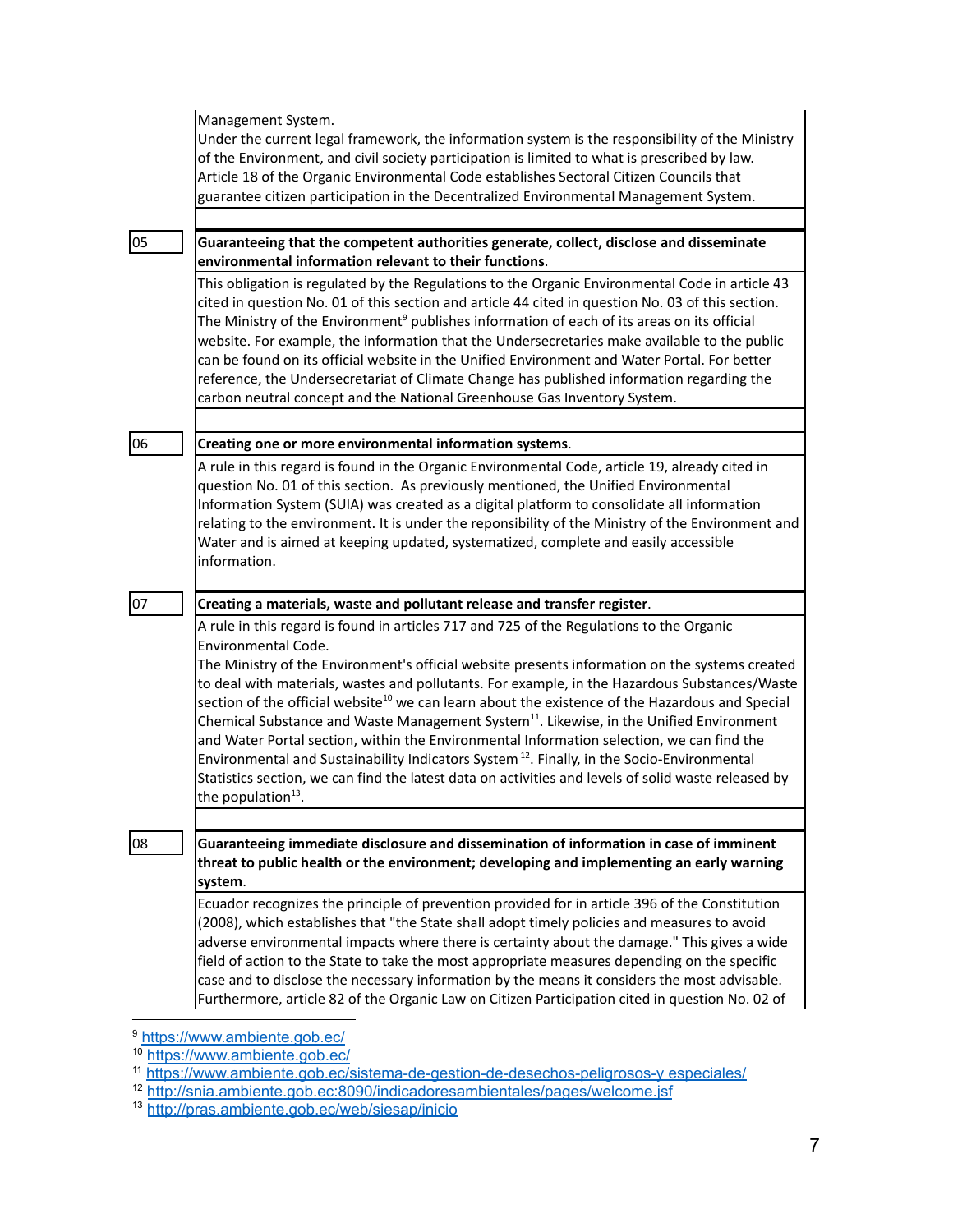Management System.
Under the current legal framework, the information system is the responsibility of the Ministry of the Environment, and civil society participation is limited to what is prescribed by law.
Article 18 of the Organic Environmental Code establishes Sectoral Citizen Councils that guarantee citizen participation in the Decentralized Environmental Management System.

| | |
|---|---|
| 05 | **Guaranteeing that the competent authorities generate, collect, disclose and disseminate environmental information relevant to their functions**. |
| | This obligation is regulated by the Regulations to the Organic Environmental Code in article 43 cited in question No. 01 of this section and article 44 cited in question No. 03 of this section. The Ministry of the Environment[9] publishes information of each of its areas on its official website. For example, the information that the Undersecretaries make available to the public can be found on its official website in the Unified Environment and Water Portal. For better reference, the Undersecretariat of Climate Change has published information regarding the carbon neutral concept and the National Greenhouse Gas Inventory System. |
| 06 | **Creating one or more environmental information systems**. |
| | A rule in this regard is found in the Organic Environmental Code, article 19, already cited in question No. 01 of this section. As previously mentioned, the Unified Environmental Information System (SUIA) was created as a digital platform to consolidate all information relating to the environment. It is under the reponsibility of the Ministry of the Environment and Water and is aimed at keeping updated, systematized, complete and easily accessible information. |
| 07 | **Creating a materials, waste and pollutant release and transfer register**. |
| | A rule in this regard is found in articles 717 and 725 of the Regulations to the Organic Environmental Code. The Ministry of the Environment's official website presents information on the systems created to deal with materials, wastes and pollutants. For example, in the Hazardous Substances/Waste section of the official website[10] we can learn about the existence of the Hazardous and Special Chemical Substance and Waste Management System[11]. Likewise, in the Unified Environment and Water Portal section, within the Environmental Information selection, we can find the Environmental and Sustainability Indicators System [12]. Finally, in the Socio-Environmental Statistics section, we can find the latest data on activities and levels of solid waste released by the population[13]. |
| 08 | **Guaranteeing immediate disclosure and dissemination of information in case of imminent threat to public health or the environment; developing and implementing an early warning system**. |
| | Ecuador recognizes the principle of prevention provided for in article 396 of the Constitution (2008), which establishes that "the State shall adopt timely policies and measures to avoid adverse environmental impacts where there is certainty about the damage." This gives a wide field of action to the State to take the most appropriate measures depending on the specific case and to disclose the necessary information by the means it considers the most advisable. Furthermore, article 82 of the Organic Law on Citizen Participation cited in question No. 02 of |

[9] https://www.ambiente.gob.ec/
[10] https://www.ambiente.gob.ec/
[11] https://www.ambiente.gob.ec/sistema-de-gestion-de-desechos-peligrosos-y especiales/
[12] http://snia.ambiente.gob.ec:8090/indicadoresambientales/pages/welcome.jsf
[13] http://pras.ambiente.gob.ec/web/siesap/inicio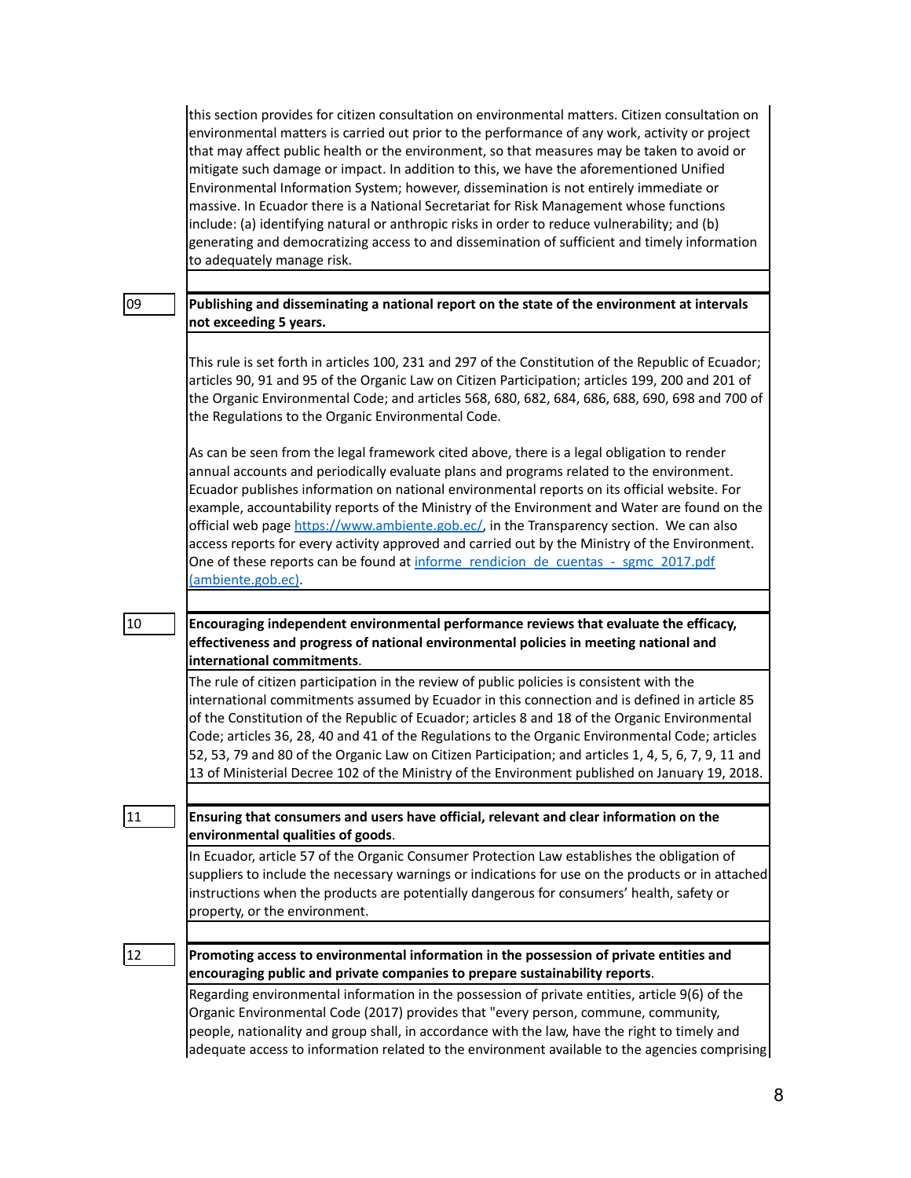this section provides for citizen consultation on environmental matters. Citizen consultation on environmental matters is carried out prior to the performance of any work, activity or project that may affect public health or the environment, so that measures may be taken to avoid or mitigate such damage or impact. In addition to this, we have the aforementioned Unified Environmental Information System; however, dissemination is not entirely immediate or massive. In Ecuador there is a National Secretariat for Risk Management whose functions include: (a) identifying natural or anthropic risks in order to reduce vulnerability; and (b) generating and democratizing access to and dissemination of sufficient and timely information to adequately manage risk.

| | |
|---|---|
| 09 | **Publishing and disseminating a national report on the state of the environment at intervals not exceeding 5 years.** |
| | This rule is set forth in articles 100, 231 and 297 of the Constitution of the Republic of Ecuador; articles 90, 91 and 95 of the Organic Law on Citizen Participation; articles 199, 200 and 201 of the Organic Environmental Code; and articles 568, 680, 682, 684, 686, 688, 690, 698 and 700 of the Regulations to the Organic Environmental Code.<br><br>As can be seen from the legal framework cited above, there is a legal obligation to render annual accounts and periodically evaluate plans and programs related to the environment. Ecuador publishes information on national environmental reports on its official website. For example, accountability reports of the Ministry of the Environment and Water are found on the official web page [https://www.ambiente.gob.ec/](https://www.ambiente.gob.ec/), in the Transparency section. We can also access reports for every activity approved and carried out by the Ministry of the Environment. One of these reports can be found at informe_rendicion_de_cuentas_-_sgmc_2017.pdf (ambiente.gob.ec). |
| 10 | **Encouraging independent environmental performance reviews that evaluate the efficacy, effectiveness and progress of national environmental policies in meeting national and international commitments**. |
| | The rule of citizen participation in the review of public policies is consistent with the international commitments assumed by Ecuador in this connection and is defined in article 85 of the Constitution of the Republic of Ecuador; articles 8 and 18 of the Organic Environmental Code; articles 36, 28, 40 and 41 of the Regulations to the Organic Environmental Code; articles 52, 53, 79 and 80 of the Organic Law on Citizen Participation; and articles 1, 4, 5, 6, 7, 9, 11 and 13 of Ministerial Decree 102 of the Ministry of the Environment published on January 19, 2018. |
| 11 | **Ensuring that consumers and users have official, relevant and clear information on the environmental qualities of goods**. |
| | In Ecuador, article 57 of the Organic Consumer Protection Law establishes the obligation of suppliers to include the necessary warnings or indications for use on the products or in attached instructions when the products are potentially dangerous for consumers' health, safety or property, or the environment. |
| 12 | **Promoting access to environmental information in the possession of private entities and encouraging public and private companies to prepare sustainability reports**. |
| | Regarding environmental information in the possession of private entities, article 9(6) of the Organic Environmental Code (2017) provides that "every person, commune, community, people, nationality and group shall, in accordance with the law, have the right to timely and adequate access to information related to the environment available to the agencies comprising |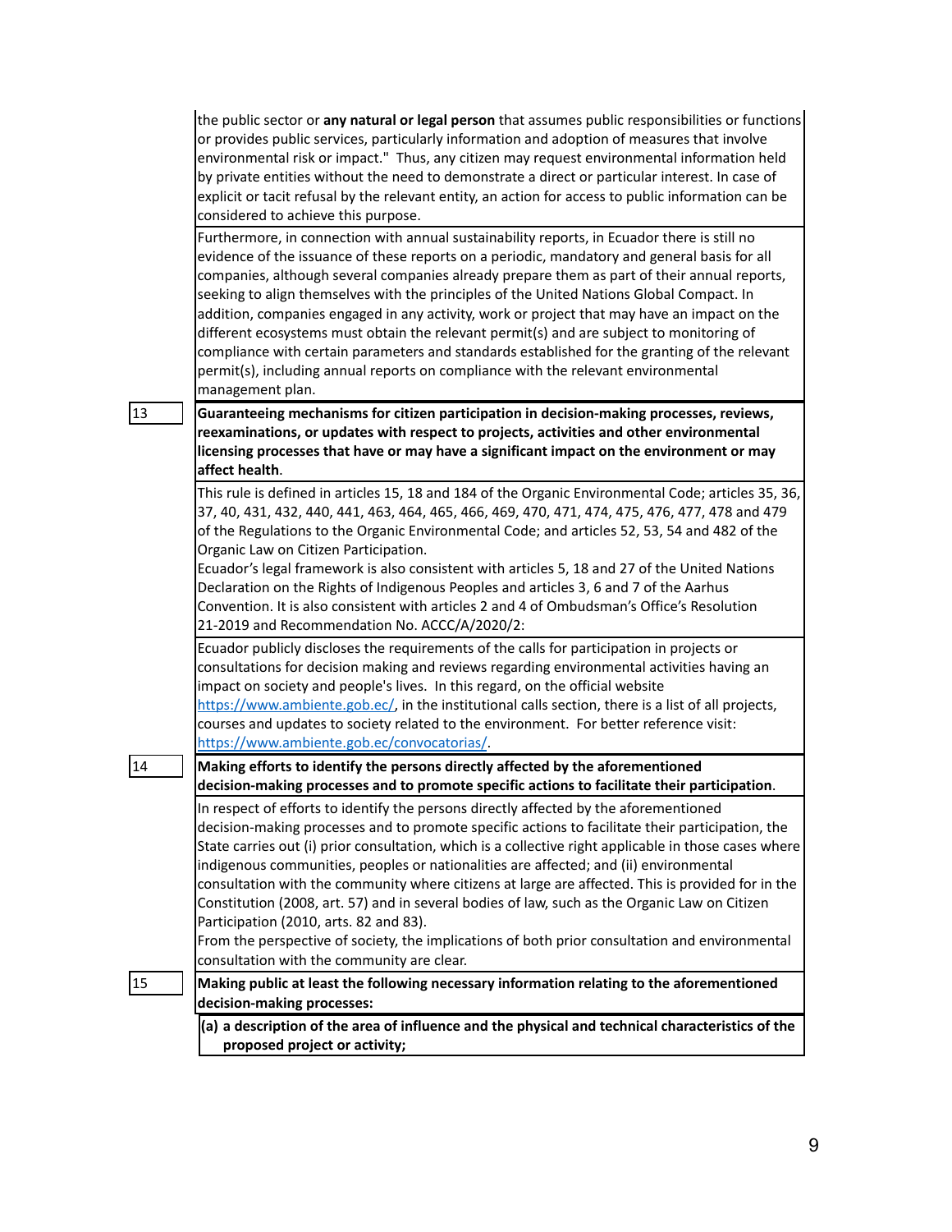| | |
|---|---|
| | the public sector or **any natural or legal person** that assumes public responsibilities or functions or provides public services, particularly information and adoption of measures that involve environmental risk or impact." Thus, any citizen may request environmental information held by private entities without the need to demonstrate a direct or particular interest. In case of explicit or tacit refusal by the relevant entity, an action for access to public information can be considered to achieve this purpose. |
| | Furthermore, in connection with annual sustainability reports, in Ecuador there is still no evidence of the issuance of these reports on a periodic, mandatory and general basis for all companies, although several companies already prepare them as part of their annual reports, seeking to align themselves with the principles of the United Nations Global Compact. In addition, companies engaged in any activity, work or project that may have an impact on the different ecosystems must obtain the relevant permit(s) and are subject to monitoring of compliance with certain parameters and standards established for the granting of the relevant permit(s), including annual reports on compliance with the relevant environmental management plan. |
| 13 | **Guaranteeing mechanisms for citizen participation in decision-making processes, reviews, reexaminations, or updates with respect to projects, activities and other environmental licensing processes that have or may have a significant impact on the environment or may affect health**. |
| | This rule is defined in articles 15, 18 and 184 of the Organic Environmental Code; articles 35, 36, 37, 40, 431, 432, 440, 441, 463, 464, 465, 466, 469, 470, 471, 474, 475, 476, 477, 478 and 479 of the Regulations to the Organic Environmental Code; and articles 52, 53, 54 and 482 of the Organic Law on Citizen Participation.<br>Ecuador's legal framework is also consistent with articles 5, 18 and 27 of the United Nations Declaration on the Rights of Indigenous Peoples and articles 3, 6 and 7 of the Aarhus Convention. It is also consistent with articles 2 and 4 of Ombudsman's Office's Resolution 21-2019 and Recommendation No. ACCC/A/2020/2: |
| | Ecuador publicly discloses the requirements of the calls for participation in projects or consultations for decision making and reviews regarding environmental activities having an impact on society and people's lives. In this regard, on the official website https://www.ambiente.gob.ec/, in the institutional calls section, there is a list of all projects, courses and updates to society related to the environment. For better reference visit: https://www.ambiente.gob.ec/convocatorias/. |
| 14 | **Making efforts to identify the persons directly affected by the aforementioned decision-making processes and to promote specific actions to facilitate their participation**. |
| | In respect of efforts to identify the persons directly affected by the aforementioned decision-making processes and to promote specific actions to facilitate their participation, the State carries out (i) prior consultation, which is a collective right applicable in those cases where indigenous communities, peoples or nationalities are affected; and (ii) environmental consultation with the community where citizens at large are affected. This is provided for in the Constitution (2008, art. 57) and in several bodies of law, such as the Organic Law on Citizen Participation (2010, arts. 82 and 83).<br>From the perspective of society, the implications of both prior consultation and environmental consultation with the community are clear. |
| 15 | **Making public at least the following necessary information relating to the aforementioned decision-making processes:** |
| | **(a) a description of the area of influence and the physical and technical characteristics of the proposed project or activity;** |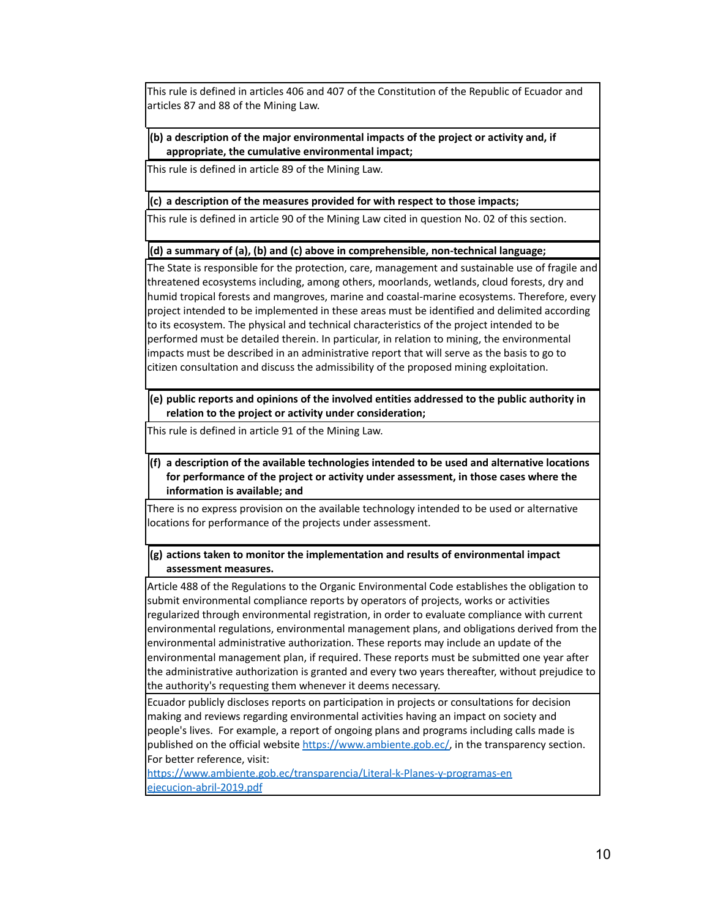This rule is defined in articles 406 and 407 of the Constitution of the Republic of Ecuador and articles 87 and 88 of the Mining Law.

**(b) a description of the major environmental impacts of the project or activity and, if appropriate, the cumulative environmental impact;**

This rule is defined in article 89 of the Mining Law.

**(c) a description of the measures provided for with respect to those impacts;**

This rule is defined in article 90 of the Mining Law cited in question No. 02 of this section.

**(d) a summary of (a), (b) and (c) above in comprehensible, non-technical language;**

The State is responsible for the protection, care, management and sustainable use of fragile and threatened ecosystems including, among others, moorlands, wetlands, cloud forests, dry and humid tropical forests and mangroves, marine and coastal-marine ecosystems. Therefore, every project intended to be implemented in these areas must be identified and delimited according to its ecosystem. The physical and technical characteristics of the project intended to be performed must be detailed therein. In particular, in relation to mining, the environmental impacts must be described in an administrative report that will serve as the basis to go to citizen consultation and discuss the admissibility of the proposed mining exploitation.

**(e) public reports and opinions of the involved entities addressed to the public authority in relation to the project or activity under consideration;**

This rule is defined in article 91 of the Mining Law.

**(f) a description of the available technologies intended to be used and alternative locations for performance of the project or activity under assessment, in those cases where the information is available; and**

There is no express provision on the available technology intended to be used or alternative locations for performance of the projects under assessment.

**(g) actions taken to monitor the implementation and results of environmental impact assessment measures.**

Article 488 of the Regulations to the Organic Environmental Code establishes the obligation to submit environmental compliance reports by operators of projects, works or activities regularized through environmental registration, in order to evaluate compliance with current environmental regulations, environmental management plans, and obligations derived from the environmental administrative authorization. These reports may include an update of the environmental management plan, if required. These reports must be submitted one year after the administrative authorization is granted and every two years thereafter, without prejudice to the authority's requesting them whenever it deems necessary.

Ecuador publicly discloses reports on participation in projects or consultations for decision making and reviews regarding environmental activities having an impact on society and people's lives. For example, a report of ongoing plans and programs including calls made is published on the official website https://www.ambiente.gob.ec/, in the transparency section. For better reference, visit: https://www.ambiente.gob.ec/transparencia/Literal-k-Planes-y-programas-en ejecucion-abril-2019.pdf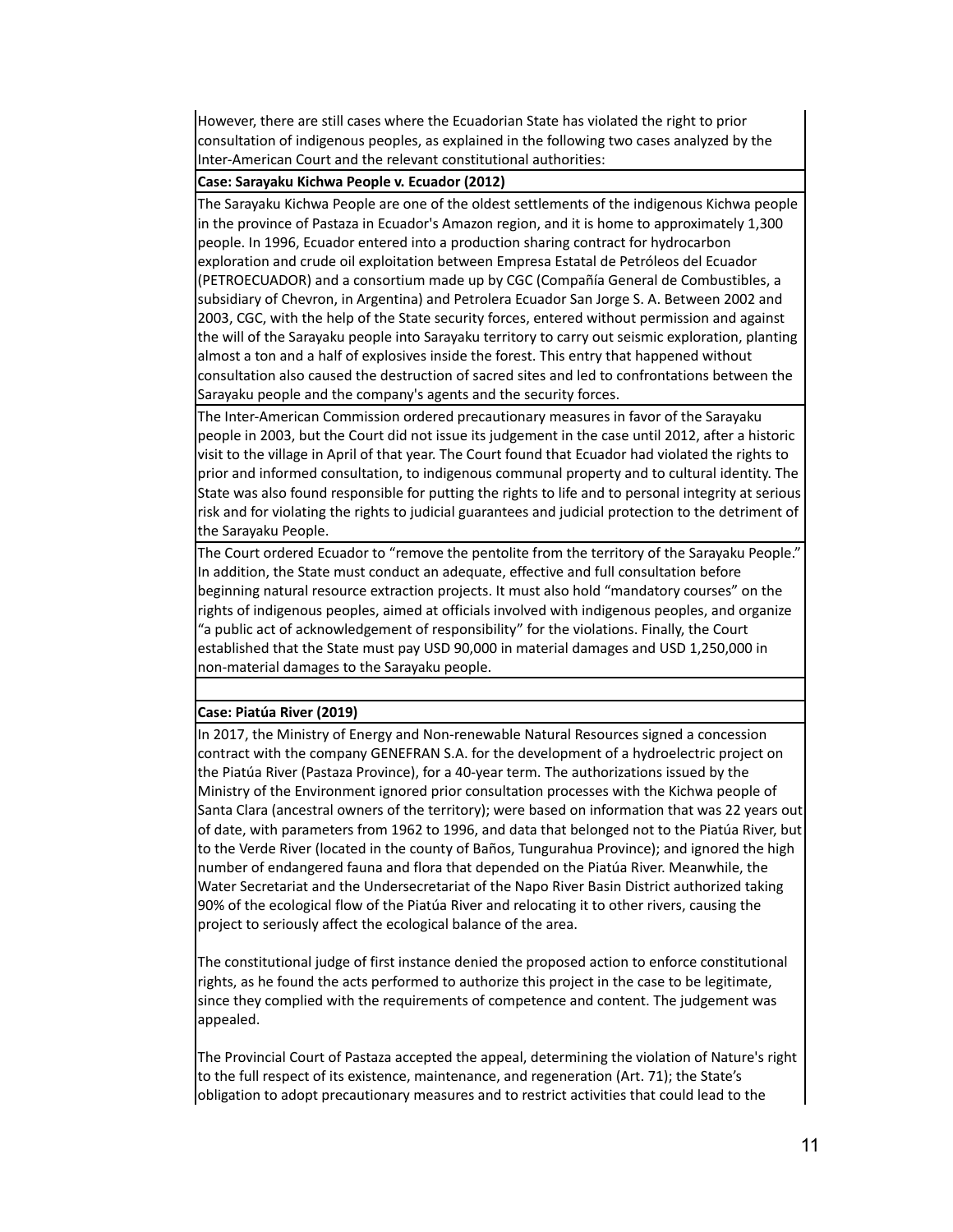However, there are still cases where the Ecuadorian State has violated the right to prior consultation of indigenous peoples, as explained in the following two cases analyzed by the Inter-American Court and the relevant constitutional authorities:

**Case: Sarayaku Kichwa People v. Ecuador (2012)**

The Sarayaku Kichwa People are one of the oldest settlements of the indigenous Kichwa people in the province of Pastaza in Ecuador's Amazon region, and it is home to approximately 1,300 people. In 1996, Ecuador entered into a production sharing contract for hydrocarbon exploration and crude oil exploitation between Empresa Estatal de Petróleos del Ecuador (PETROECUADOR) and a consortium made up by CGC (Compañía General de Combustibles, a subsidiary of Chevron, in Argentina) and Petrolera Ecuador San Jorge S. A. Between 2002 and 2003, CGC, with the help of the State security forces, entered without permission and against the will of the Sarayaku people into Sarayaku territory to carry out seismic exploration, planting almost a ton and a half of explosives inside the forest. This entry that happened without consultation also caused the destruction of sacred sites and led to confrontations between the Sarayaku people and the company's agents and the security forces.

The Inter-American Commission ordered precautionary measures in favor of the Sarayaku people in 2003, but the Court did not issue its judgement in the case until 2012, after a historic visit to the village in April of that year. The Court found that Ecuador had violated the rights to prior and informed consultation, to indigenous communal property and to cultural identity. The State was also found responsible for putting the rights to life and to personal integrity at serious risk and for violating the rights to judicial guarantees and judicial protection to the detriment of the Sarayaku People.

The Court ordered Ecuador to "remove the pentolite from the territory of the Sarayaku People." In addition, the State must conduct an adequate, effective and full consultation before beginning natural resource extraction projects. It must also hold "mandatory courses" on the rights of indigenous peoples, aimed at officials involved with indigenous peoples, and organize "a public act of acknowledgement of responsibility" for the violations. Finally, the Court established that the State must pay USD 90,000 in material damages and USD 1,250,000 in non-material damages to the Sarayaku people.

**Case: Piatúa River (2019)**

In 2017, the Ministry of Energy and Non-renewable Natural Resources signed a concession contract with the company GENEFRAN S.A. for the development of a hydroelectric project on the Piatúa River (Pastaza Province), for a 40-year term. The authorizations issued by the Ministry of the Environment ignored prior consultation processes with the Kichwa people of Santa Clara (ancestral owners of the territory); were based on information that was 22 years out of date, with parameters from 1962 to 1996, and data that belonged not to the Piatúa River, but to the Verde River (located in the county of Baños, Tungurahua Province); and ignored the high number of endangered fauna and flora that depended on the Piatúa River. Meanwhile, the Water Secretariat and the Undersecretariat of the Napo River Basin District authorized taking 90% of the ecological flow of the Piatúa River and relocating it to other rivers, causing the project to seriously affect the ecological balance of the area.

The constitutional judge of first instance denied the proposed action to enforce constitutional rights, as he found the acts performed to authorize this project in the case to be legitimate, since they complied with the requirements of competence and content. The judgement was appealed.

The Provincial Court of Pastaza accepted the appeal, determining the violation of Nature's right to the full respect of its existence, maintenance, and regeneration (Art. 71); the State's obligation to adopt precautionary measures and to restrict activities that could lead to the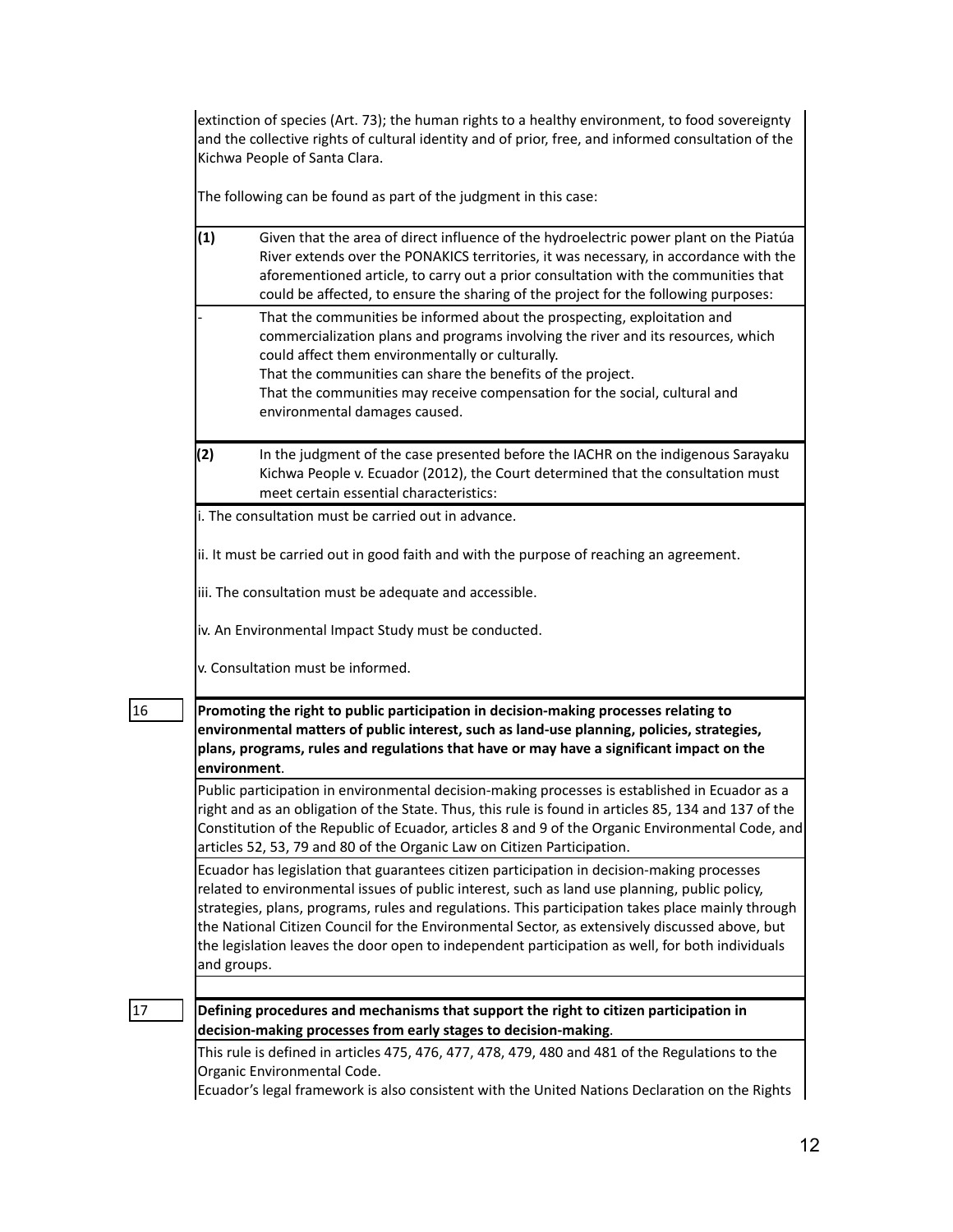| | |
|---|---|
| | extinction of species (Art. 73); the human rights to a healthy environment, to food sovereignty and the collective rights of cultural identity and of prior, free, and informed consultation of the Kichwa People of Santa Clara.<br><br>The following can be found as part of the judgment in this case: |
| | **(1)** Given that the area of direct influence of the hydroelectric power plant on the Piatúa River extends over the PONAKICS territories, it was necessary, in accordance with the aforementioned article, to carry out a prior consultation with the communities that could be affected, to ensure the sharing of the project for the following purposes: |
| | - That the communities be informed about the prospecting, exploitation and commercialization plans and programs involving the river and its resources, which could affect them environmentally or culturally.<br>That the communities can share the benefits of the project.<br>That the communities may receive compensation for the social, cultural and environmental damages caused. |
| | **(2)** In the judgment of the case presented before the IACHR on the indigenous Sarayaku Kichwa People v. Ecuador (2012), the Court determined that the consultation must meet certain essential characteristics: |
| | i. The consultation must be carried out in advance.<br><br>ii. It must be carried out in good faith and with the purpose of reaching an agreement.<br><br>iii. The consultation must be adequate and accessible.<br><br>iv. An Environmental Impact Study must be conducted.<br><br>v. Consultation must be informed. |
| 16 | **Promoting the right to public participation in decision-making processes relating to environmental matters of public interest, such as land-use planning, policies, strategies, plans, programs, rules and regulations that have or may have a significant impact on the environment**. |
| | Public participation in environmental decision-making processes is established in Ecuador as a right and as an obligation of the State. Thus, this rule is found in articles 85, 134 and 137 of the Constitution of the Republic of Ecuador, articles 8 and 9 of the Organic Environmental Code, and articles 52, 53, 79 and 80 of the Organic Law on Citizen Participation. |
| | Ecuador has legislation that guarantees citizen participation in decision-making processes related to environmental issues of public interest, such as land use planning, public policy, strategies, plans, programs, rules and regulations. This participation takes place mainly through the National Citizen Council for the Environmental Sector, as extensively discussed above, but the legislation leaves the door open to independent participation as well, for both individuals and groups. |
| | |
| 17 | **Defining procedures and mechanisms that support the right to citizen participation in decision-making processes from early stages to decision-making**. |
| | This rule is defined in articles 475, 476, 477, 478, 479, 480 and 481 of the Regulations to the Organic Environmental Code.<br>Ecuador's legal framework is also consistent with the United Nations Declaration on the Rights |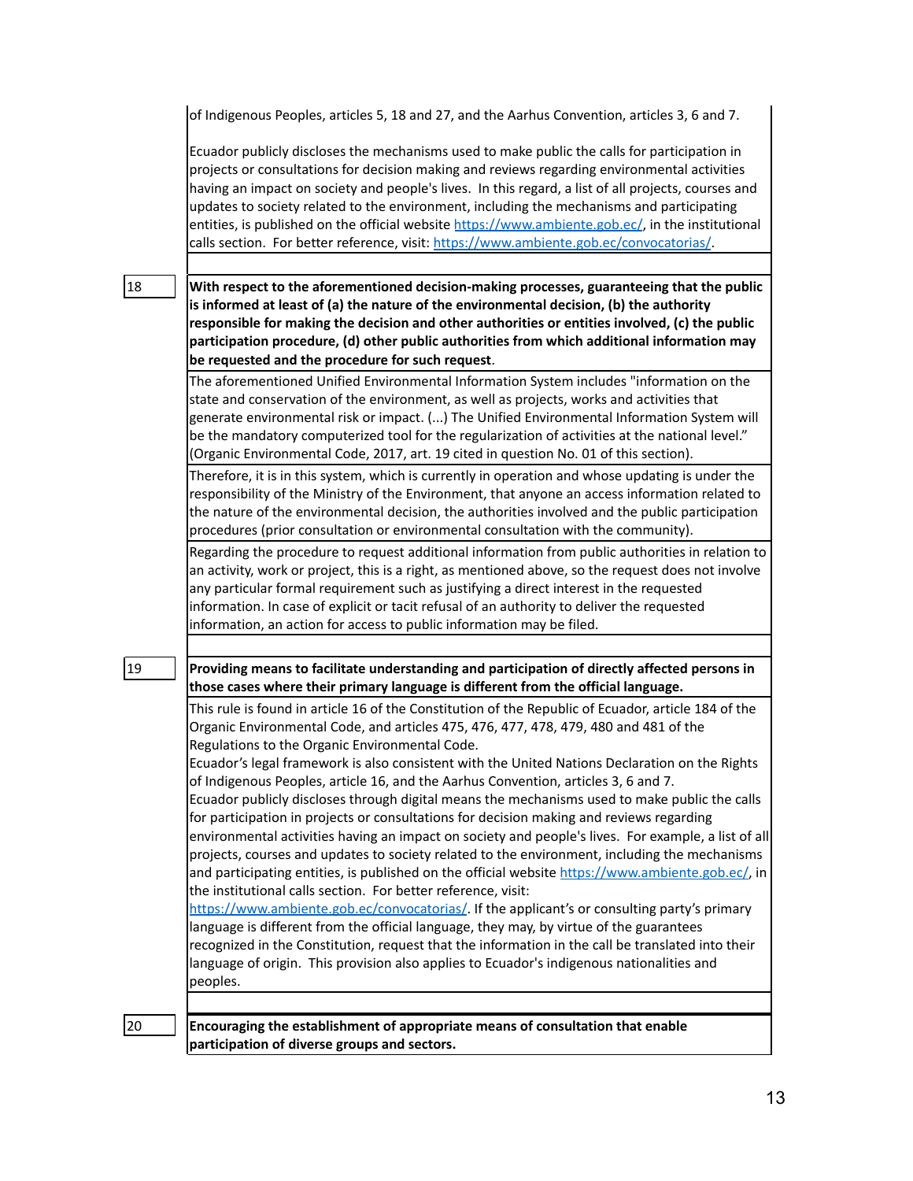of Indigenous Peoples, articles 5, 18 and 27, and the Aarhus Convention, articles 3, 6 and 7.

Ecuador publicly discloses the mechanisms used to make public the calls for participation in projects or consultations for decision making and reviews regarding environmental activities having an impact on society and people's lives. In this regard, a list of all projects, courses and updates to society related to the environment, including the mechanisms and participating entities, is published on the official website https://www.ambiente.gob.ec/, in the institutional calls section. For better reference, visit: https://www.ambiente.gob.ec/convocatorias/.

| | |
|---|---|
| 18 | **With respect to the aforementioned decision-making processes, guaranteeing that the public is informed at least of (a) the nature of the environmental decision, (b) the authority responsible for making the decision and other authorities or entities involved, (c) the public participation procedure, (d) other public authorities from which additional information may be requested and the procedure for such request**. |
| | The aforementioned Unified Environmental Information System includes "information on the state and conservation of the environment, as well as projects, works and activities that generate environmental risk or impact. (...) The Unified Environmental Information System will be the mandatory computerized tool for the regularization of activities at the national level." (Organic Environmental Code, 2017, art. 19 cited in question No. 01 of this section). |
| | Therefore, it is in this system, which is currently in operation and whose updating is under the responsibility of the Ministry of the Environment, that anyone an access information related to the nature of the environmental decision, the authorities involved and the public participation procedures (prior consultation or environmental consultation with the community). |
| | Regarding the procedure to request additional information from public authorities in relation to an activity, work or project, this is a right, as mentioned above, so the request does not involve any particular formal requirement such as justifying a direct interest in the requested information. In case of explicit or tacit refusal of an authority to deliver the requested information, an action for access to public information may be filed. |
| 19 | **Providing means to facilitate understanding and participation of directly affected persons in those cases where their primary language is different from the official language.** |
| | This rule is found in article 16 of the Constitution of the Republic of Ecuador, article 184 of the Organic Environmental Code, and articles 475, 476, 477, 478, 479, 480 and 481 of the Regulations to the Organic Environmental Code.<br>Ecuador's legal framework is also consistent with the United Nations Declaration on the Rights of Indigenous Peoples, article 16, and the Aarhus Convention, articles 3, 6 and 7.<br>Ecuador publicly discloses through digital means the mechanisms used to make public the calls for participation in projects or consultations for decision making and reviews regarding environmental activities having an impact on society and people's lives. For example, a list of all projects, courses and updates to society related to the environment, including the mechanisms and participating entities, is published on the official website https://www.ambiente.gob.ec/, in the institutional calls section. For better reference, visit: https://www.ambiente.gob.ec/convocatorias/. If the applicant's or consulting party's primary language is different from the official language, they may, by virtue of the guarantees recognized in the Constitution, request that the information in the call be translated into their language of origin. This provision also applies to Ecuador's indigenous nationalities and peoples. |
| 20 | **Encouraging the establishment of appropriate means of consultation that enable participation of diverse groups and sectors.** |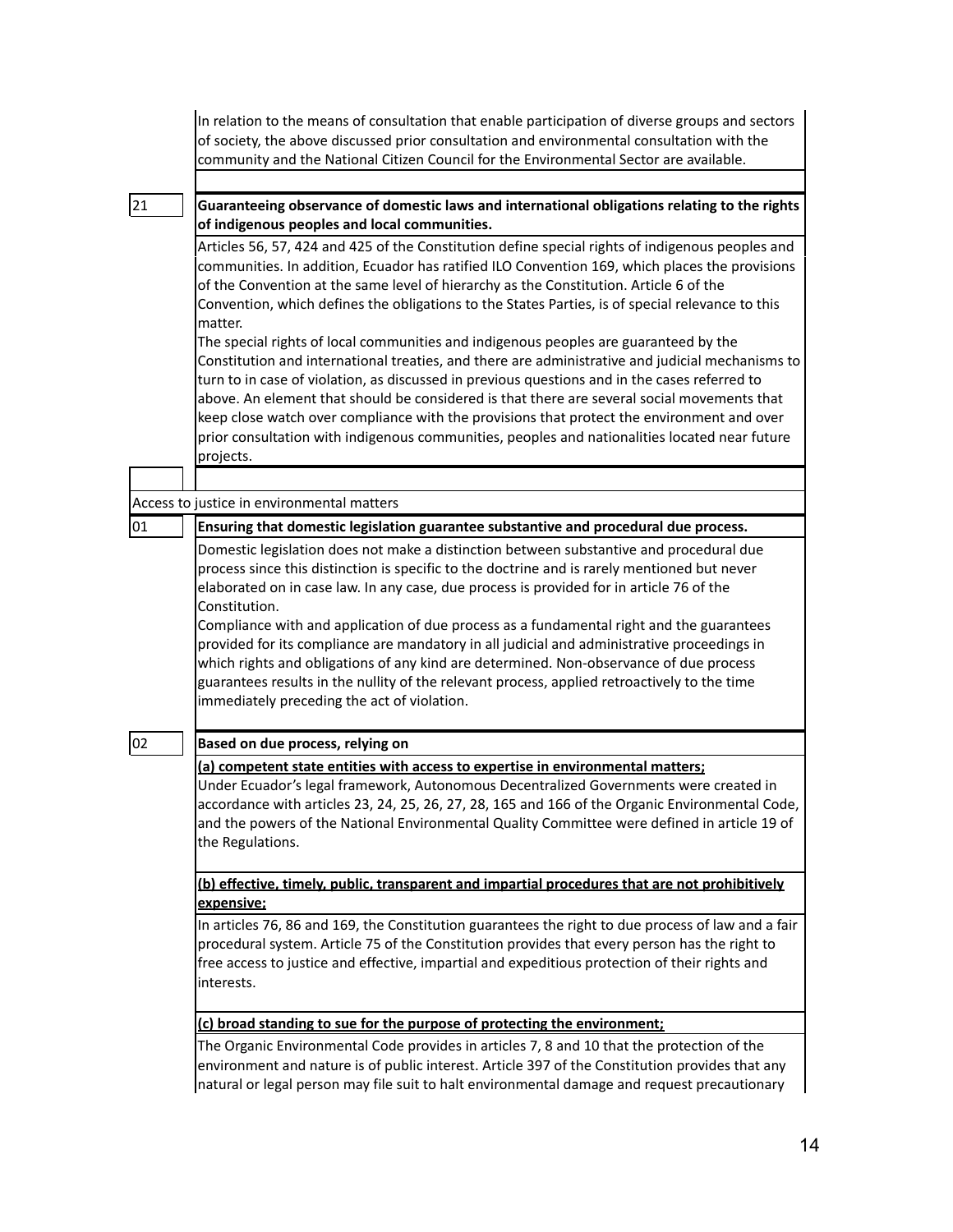In relation to the means of consultation that enable participation of diverse groups and sectors of society, the above discussed prior consultation and environmental consultation with the community and the National Citizen Council for the Environmental Sector are available.

**21 Guaranteeing observance of domestic laws and international obligations relating to the rights of indigenous peoples and local communities.**

Articles 56, 57, 424 and 425 of the Constitution define special rights of indigenous peoples and communities. In addition, Ecuador has ratified ILO Convention 169, which places the provisions of the Convention at the same level of hierarchy as the Constitution. Article 6 of the Convention, which defines the obligations to the States Parties, is of special relevance to this matter.

The special rights of local communities and indigenous peoples are guaranteed by the Constitution and international treaties, and there are administrative and judicial mechanisms to turn to in case of violation, as discussed in previous questions and in the cases referred to above. An element that should be considered is that there are several social movements that keep close watch over compliance with the provisions that protect the environment and over prior consultation with indigenous communities, peoples and nationalities located near future projects.

Access to justice in environmental matters

**01 Ensuring that domestic legislation guarantee substantive and procedural due process.**

Domestic legislation does not make a distinction between substantive and procedural due process since this distinction is specific to the doctrine and is rarely mentioned but never elaborated on in case law. In any case, due process is provided for in article 76 of the Constitution.

Compliance with and application of due process as a fundamental right and the guarantees provided for its compliance are mandatory in all judicial and administrative proceedings in which rights and obligations of any kind are determined. Non-observance of due process guarantees results in the nullity of the relevant process, applied retroactively to the time immediately preceding the act of violation.

**02 Based on due process, relying on**

**(a) competent state entities with access to expertise in environmental matters;**

Under Ecuador's legal framework, Autonomous Decentralized Governments were created in accordance with articles 23, 24, 25, 26, 27, 28, 165 and 166 of the Organic Environmental Code, and the powers of the National Environmental Quality Committee were defined in article 19 of the Regulations.

**(b) effective, timely, public, transparent and impartial procedures that are not prohibitively expensive;**

In articles 76, 86 and 169, the Constitution guarantees the right to due process of law and a fair procedural system. Article 75 of the Constitution provides that every person has the right to free access to justice and effective, impartial and expeditious protection of their rights and interests.

**(c) broad standing to sue for the purpose of protecting the environment;**

The Organic Environmental Code provides in articles 7, 8 and 10 that the protection of the environment and nature is of public interest. Article 397 of the Constitution provides that any natural or legal person may file suit to halt environmental damage and request precautionary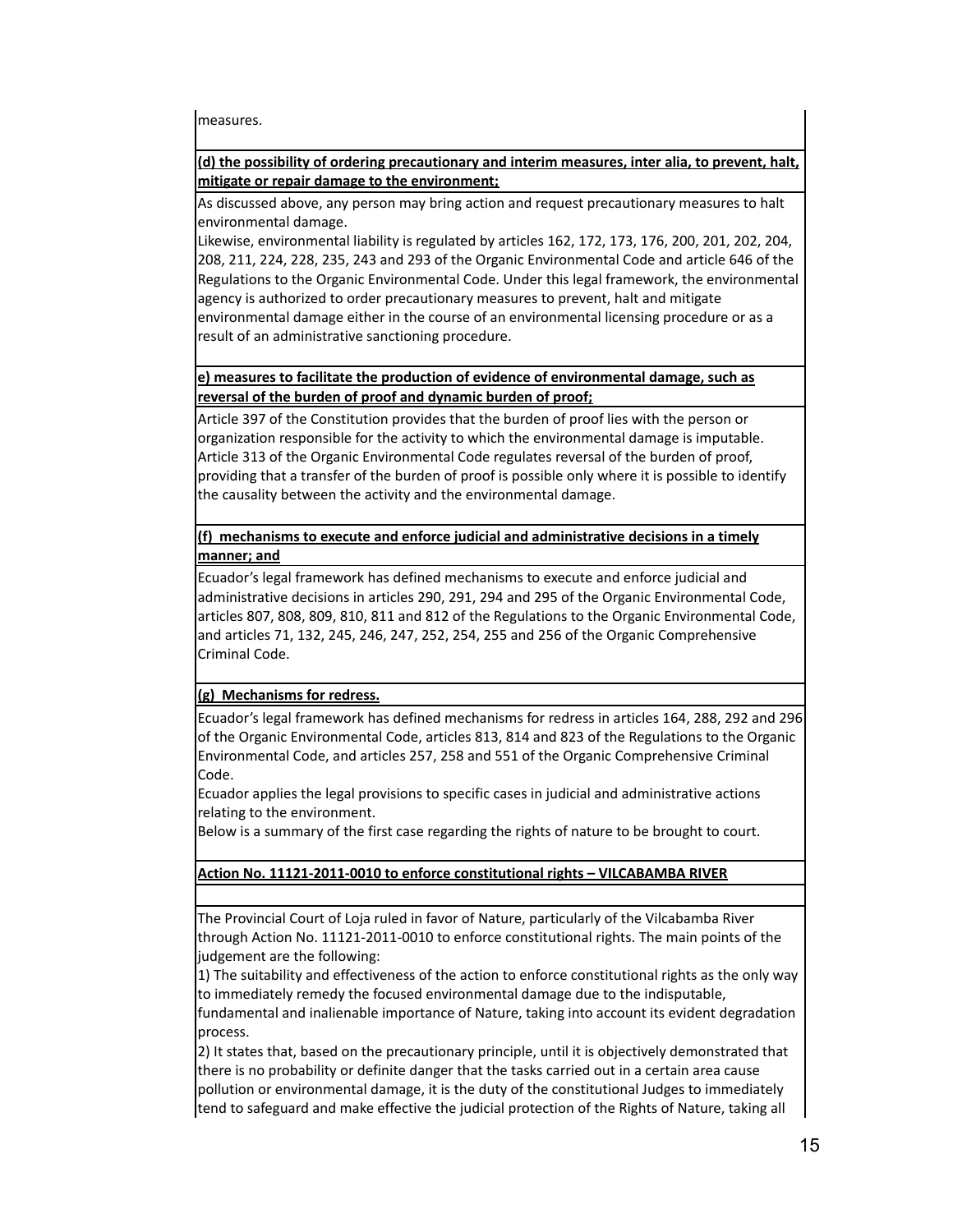measures.

**(d) the possibility of ordering precautionary and interim measures, inter alia, to prevent, halt, mitigate or repair damage to the environment;**

As discussed above, any person may bring action and request precautionary measures to halt environmental damage.

Likewise, environmental liability is regulated by articles 162, 172, 173, 176, 200, 201, 202, 204, 208, 211, 224, 228, 235, 243 and 293 of the Organic Environmental Code and article 646 of the Regulations to the Organic Environmental Code. Under this legal framework, the environmental agency is authorized to order precautionary measures to prevent, halt and mitigate environmental damage either in the course of an environmental licensing procedure or as a result of an administrative sanctioning procedure.

**e) measures to facilitate the production of evidence of environmental damage, such as reversal of the burden of proof and dynamic burden of proof;**

Article 397 of the Constitution provides that the burden of proof lies with the person or organization responsible for the activity to which the environmental damage is imputable. Article 313 of the Organic Environmental Code regulates reversal of the burden of proof, providing that a transfer of the burden of proof is possible only where it is possible to identify the causality between the activity and the environmental damage.

**(f) mechanisms to execute and enforce judicial and administrative decisions in a timely manner; and**

Ecuador's legal framework has defined mechanisms to execute and enforce judicial and administrative decisions in articles 290, 291, 294 and 295 of the Organic Environmental Code, articles 807, 808, 809, 810, 811 and 812 of the Regulations to the Organic Environmental Code, and articles 71, 132, 245, 246, 247, 252, 254, 255 and 256 of the Organic Comprehensive Criminal Code.

**(g) Mechanisms for redress.**

Ecuador's legal framework has defined mechanisms for redress in articles 164, 288, 292 and 296 of the Organic Environmental Code, articles 813, 814 and 823 of the Regulations to the Organic Environmental Code, and articles 257, 258 and 551 of the Organic Comprehensive Criminal Code.

Ecuador applies the legal provisions to specific cases in judicial and administrative actions relating to the environment.

Below is a summary of the first case regarding the rights of nature to be brought to court.

**Action No. 11121-2011-0010 to enforce constitutional rights – VILCABAMBA RIVER**

The Provincial Court of Loja ruled in favor of Nature, particularly of the Vilcabamba River through Action No. 11121-2011-0010 to enforce constitutional rights. The main points of the judgement are the following:

1) The suitability and effectiveness of the action to enforce constitutional rights as the only way to immediately remedy the focused environmental damage due to the indisputable, fundamental and inalienable importance of Nature, taking into account its evident degradation process.

2) It states that, based on the precautionary principle, until it is objectively demonstrated that there is no probability or definite danger that the tasks carried out in a certain area cause pollution or environmental damage, it is the duty of the constitutional Judges to immediately tend to safeguard and make effective the judicial protection of the Rights of Nature, taking all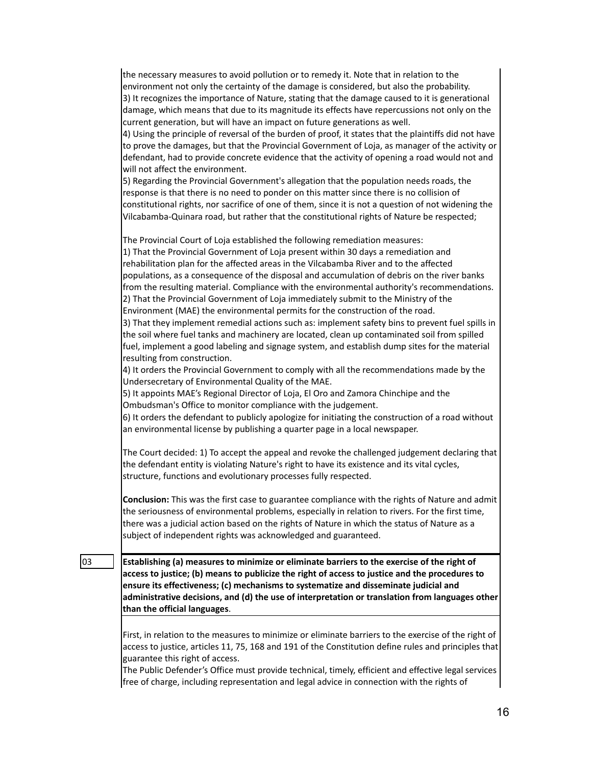the necessary measures to avoid pollution or to remedy it. Note that in relation to the environment not only the certainty of the damage is considered, but also the probability.
3) It recognizes the importance of Nature, stating that the damage caused to it is generational damage, which means that due to its magnitude its effects have repercussions not only on the current generation, but will have an impact on future generations as well.
4) Using the principle of reversal of the burden of proof, it states that the plaintiffs did not have to prove the damages, but that the Provincial Government of Loja, as manager of the activity or defendant, had to provide concrete evidence that the activity of opening a road would not and will not affect the environment.
5) Regarding the Provincial Government's allegation that the population needs roads, the response is that there is no need to ponder on this matter since there is no collision of constitutional rights, nor sacrifice of one of them, since it is not a question of not widening the Vilcabamba-Quinara road, but rather that the constitutional rights of Nature be respected;

The Provincial Court of Loja established the following remediation measures:
1) That the Provincial Government of Loja present within 30 days a remediation and rehabilitation plan for the affected areas in the Vilcabamba River and to the affected populations, as a consequence of the disposal and accumulation of debris on the river banks from the resulting material. Compliance with the environmental authority's recommendations.
2) That the Provincial Government of Loja immediately submit to the Ministry of the Environment (MAE) the environmental permits for the construction of the road.
3) That they implement remedial actions such as: implement safety bins to prevent fuel spills in the soil where fuel tanks and machinery are located, clean up contaminated soil from spilled fuel, implement a good labeling and signage system, and establish dump sites for the material resulting from construction.
4) It orders the Provincial Government to comply with all the recommendations made by the Undersecretary of Environmental Quality of the MAE.
5) It appoints MAE's Regional Director of Loja, El Oro and Zamora Chinchipe and the Ombudsman's Office to monitor compliance with the judgement.
6) It orders the defendant to publicly apologize for initiating the construction of a road without an environmental license by publishing a quarter page in a local newspaper.

The Court decided: 1) To accept the appeal and revoke the challenged judgement declaring that the defendant entity is violating Nature's right to have its existence and its vital cycles, structure, functions and evolutionary processes fully respected.

**Conclusion:** This was the first case to guarantee compliance with the rights of Nature and admit the seriousness of environmental problems, especially in relation to rivers. For the first time, there was a judicial action based on the rights of Nature in which the status of Nature as a subject of independent rights was acknowledged and guaranteed.

03

**Establishing (a) measures to minimize or eliminate barriers to the exercise of the right of access to justice; (b) means to publicize the right of access to justice and the procedures to ensure its effectiveness; (c) mechanisms to systematize and disseminate judicial and administrative decisions, and (d) the use of interpretation or translation from languages other than the official languages**.

First, in relation to the measures to minimize or eliminate barriers to the exercise of the right of access to justice, articles 11, 75, 168 and 191 of the Constitution define rules and principles that guarantee this right of access.
The Public Defender's Office must provide technical, timely, efficient and effective legal services free of charge, including representation and legal advice in connection with the rights of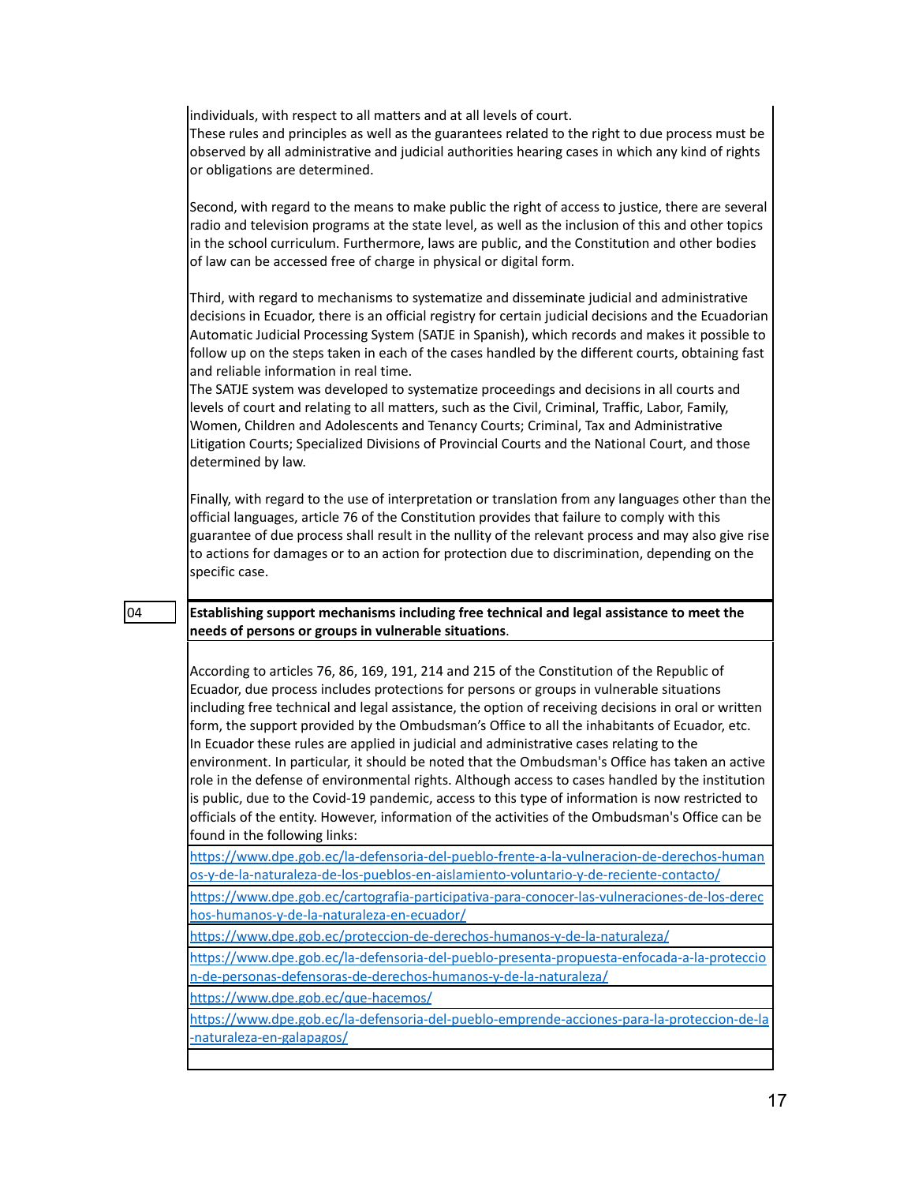individuals, with respect to all matters and at all levels of court.
These rules and principles as well as the guarantees related to the right to due process must be observed by all administrative and judicial authorities hearing cases in which any kind of rights or obligations are determined.

Second, with regard to the means to make public the right of access to justice, there are several radio and television programs at the state level, as well as the inclusion of this and other topics in the school curriculum. Furthermore, laws are public, and the Constitution and other bodies of law can be accessed free of charge in physical or digital form.

Third, with regard to mechanisms to systematize and disseminate judicial and administrative decisions in Ecuador, there is an official registry for certain judicial decisions and the Ecuadorian Automatic Judicial Processing System (SATJE in Spanish), which records and makes it possible to follow up on the steps taken in each of the cases handled by the different courts, obtaining fast and reliable information in real time.
The SATJE system was developed to systematize proceedings and decisions in all courts and levels of court and relating to all matters, such as the Civil, Criminal, Traffic, Labor, Family, Women, Children and Adolescents and Tenancy Courts; Criminal, Tax and Administrative Litigation Courts; Specialized Divisions of Provincial Courts and the National Court, and those determined by law.

Finally, with regard to the use of interpretation or translation from any languages other than the official languages, article 76 of the Constitution provides that failure to comply with this guarantee of due process shall result in the nullity of the relevant process and may also give rise to actions for damages or to an action for protection due to discrimination, depending on the specific case.

| 04 | **Establishing support mechanisms including free technical and legal assistance to meet the needs of persons or groups in vulnerable situations**. |
|---|---|

According to articles 76, 86, 169, 191, 214 and 215 of the Constitution of the Republic of Ecuador, due process includes protections for persons or groups in vulnerable situations including free technical and legal assistance, the option of receiving decisions in oral or written form, the support provided by the Ombudsman's Office to all the inhabitants of Ecuador, etc. In Ecuador these rules are applied in judicial and administrative cases relating to the environment. In particular, it should be noted that the Ombudsman's Office has taken an active role in the defense of environmental rights. Although access to cases handled by the institution is public, due to the Covid-19 pandemic, access to this type of information is now restricted to officials of the entity. However, information of the activities of the Ombudsman's Office can be found in the following links:

https://www.dpe.gob.ec/la-defensoria-del-pueblo-frente-a-la-vulneracion-de-derechos-humanos-y-de-la-naturaleza-de-los-pueblos-en-aislamiento-voluntario-y-de-reciente-contacto/

https://www.dpe.gob.ec/cartografia-participativa-para-conocer-las-vulneraciones-de-los-derechos-humanos-y-de-la-naturaleza-en-ecuador/

https://www.dpe.gob.ec/proteccion-de-derechos-humanos-y-de-la-naturaleza/

https://www.dpe.gob.ec/la-defensoria-del-pueblo-presenta-propuesta-enfocada-a-la-proteccion-de-personas-defensoras-de-derechos-humanos-y-de-la-naturaleza/

https://www.dpe.gob.ec/que-hacemos/

https://www.dpe.gob.ec/la-defensoria-del-pueblo-emprende-acciones-para-la-proteccion-de-la-naturaleza-en-galapagos/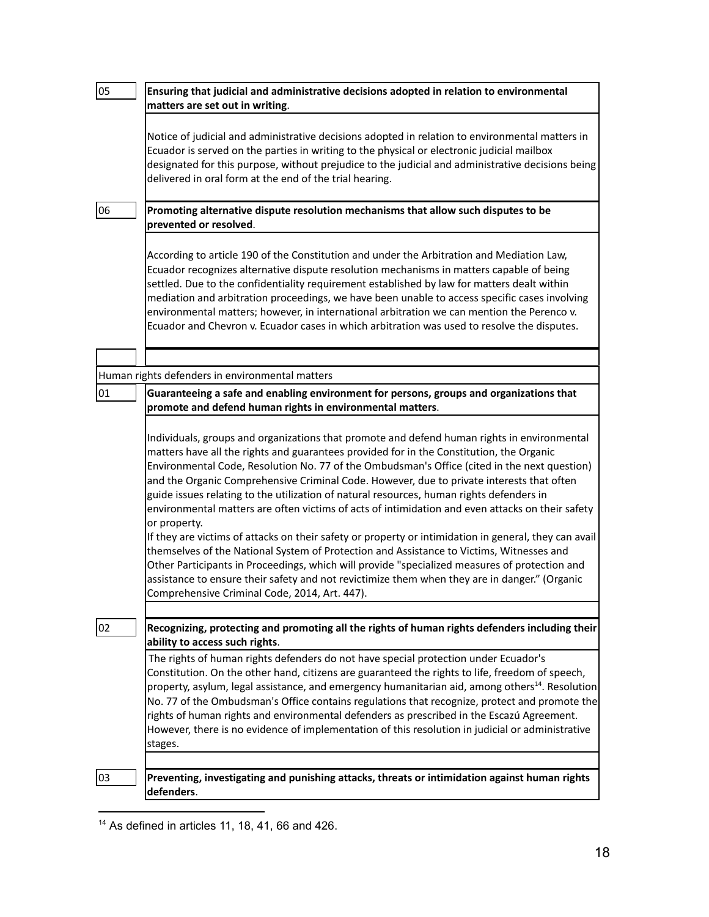| | |
|---|---|
| 05 | **Ensuring that judicial and administrative decisions adopted in relation to environmental matters are set out in writing**. |
| | Notice of judicial and administrative decisions adopted in relation to environmental matters in Ecuador is served on the parties in writing to the physical or electronic judicial mailbox designated for this purpose, without prejudice to the judicial and administrative decisions being delivered in oral form at the end of the trial hearing. |
| 06 | **Promoting alternative dispute resolution mechanisms that allow such disputes to be prevented or resolved**. |
| | According to article 190 of the Constitution and under the Arbitration and Mediation Law, Ecuador recognizes alternative dispute resolution mechanisms in matters capable of being settled. Due to the confidentiality requirement established by law for matters dealt within mediation and arbitration proceedings, we have been unable to access specific cases involving environmental matters; however, in international arbitration we can mention the Perenco v. Ecuador and Chevron v. Ecuador cases in which arbitration was used to resolve the disputes. |
| | |
| Human rights defenders in environmental matters | |
| 01 | **Guaranteeing a safe and enabling environment for persons, groups and organizations that promote and defend human rights in environmental matters**. |
| | Individuals, groups and organizations that promote and defend human rights in environmental matters have all the rights and guarantees provided for in the Constitution, the Organic Environmental Code, Resolution No. 77 of the Ombudsman's Office (cited in the next question) and the Organic Comprehensive Criminal Code. However, due to private interests that often guide issues relating to the utilization of natural resources, human rights defenders in environmental matters are often victims of acts of intimidation and even attacks on their safety or property.<br>If they are victims of attacks on their safety or property or intimidation in general, they can avail themselves of the National System of Protection and Assistance to Victims, Witnesses and Other Participants in Proceedings, which will provide "specialized measures of protection and assistance to ensure their safety and not revictimize them when they are in danger." (Organic Comprehensive Criminal Code, 2014, Art. 447). |
| 02 | **Recognizing, protecting and promoting all the rights of human rights defenders including their ability to access such rights**. |
| | The rights of human rights defenders do not have special protection under Ecuador's Constitution. On the other hand, citizens are guaranteed the rights to life, freedom of speech, property, asylum, legal assistance, and emergency humanitarian aid, among others[14]. Resolution No. 77 of the Ombudsman's Office contains regulations that recognize, protect and promote the rights of human rights and environmental defenders as prescribed in the Escazú Agreement. However, there is no evidence of implementation of this resolution in judicial or administrative stages. |
| 03 | **Preventing, investigating and punishing attacks, threats or intimidation against human rights defenders**. |

[14] As defined in articles 11, 18, 41, 66 and 426.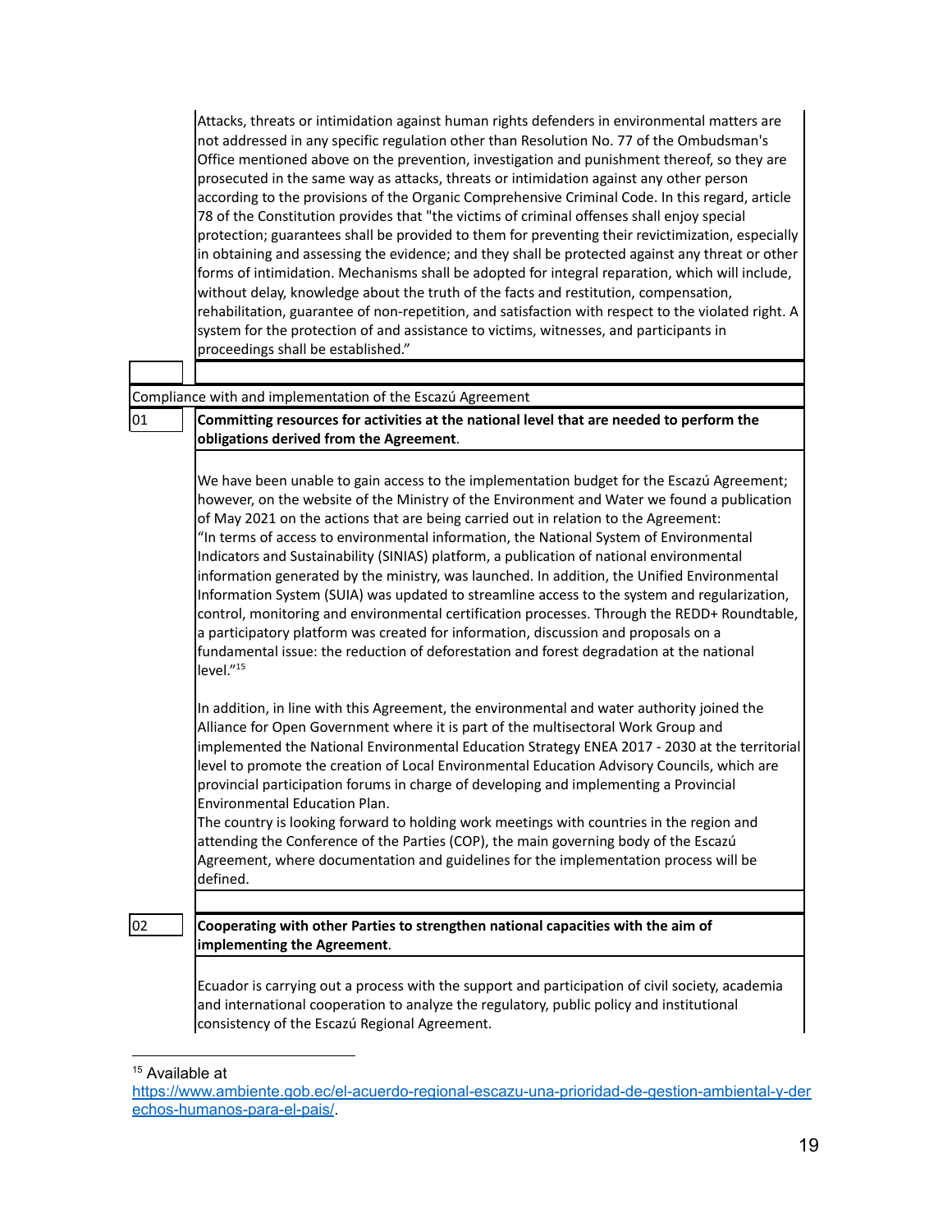Attacks, threats or intimidation against human rights defenders in environmental matters are not addressed in any specific regulation other than Resolution No. 77 of the Ombudsman's Office mentioned above on the prevention, investigation and punishment thereof, so they are prosecuted in the same way as attacks, threats or intimidation against any other person according to the provisions of the Organic Comprehensive Criminal Code. In this regard, article 78 of the Constitution provides that "the victims of criminal offenses shall enjoy special protection; guarantees shall be provided to them for preventing their revictimization, especially in obtaining and assessing the evidence; and they shall be protected against any threat or other forms of intimidation. Mechanisms shall be adopted for integral reparation, which will include, without delay, knowledge about the truth of the facts and restitution, compensation, rehabilitation, guarantee of non-repetition, and satisfaction with respect to the violated right. A system for the protection of and assistance to victims, witnesses, and participants in proceedings shall be established."

Compliance with and implementation of the Escazú Agreement

| | |
|---|---|
| 01 | **Committing resources for activities at the national level that are needed to perform the obligations derived from the Agreement**. |

We have been unable to gain access to the implementation budget for the Escazú Agreement; however, on the website of the Ministry of the Environment and Water we found a publication of May 2021 on the actions that are being carried out in relation to the Agreement: "In terms of access to environmental information, the National System of Environmental Indicators and Sustainability (SINIAS) platform, a publication of national environmental information generated by the ministry, was launched. In addition, the Unified Environmental Information System (SUIA) was updated to streamline access to the system and regularization, control, monitoring and environmental certification processes. Through the REDD+ Roundtable, a participatory platform was created for information, discussion and proposals on a fundamental issue: the reduction of deforestation and forest degradation at the national level."[15]

In addition, in line with this Agreement, the environmental and water authority joined the Alliance for Open Government where it is part of the multisectoral Work Group and implemented the National Environmental Education Strategy ENEA 2017 - 2030 at the territorial level to promote the creation of Local Environmental Education Advisory Councils, which are provincial participation forums in charge of developing and implementing a Provincial Environmental Education Plan.

The country is looking forward to holding work meetings with countries in the region and attending the Conference of the Parties (COP), the main governing body of the Escazú Agreement, where documentation and guidelines for the implementation process will be defined.

| | |
|---|---|
| 02 | **Cooperating with other Parties to strengthen national capacities with the aim of implementing the Agreement**. |

Ecuador is carrying out a process with the support and participation of civil society, academia and international cooperation to analyze the regulatory, public policy and institutional consistency of the Escazú Regional Agreement.

---

[15] Available at https://www.ambiente.gob.ec/el-acuerdo-regional-escazu-una-prioridad-de-gestion-ambiental-y-derechos-humanos-para-el-pais/.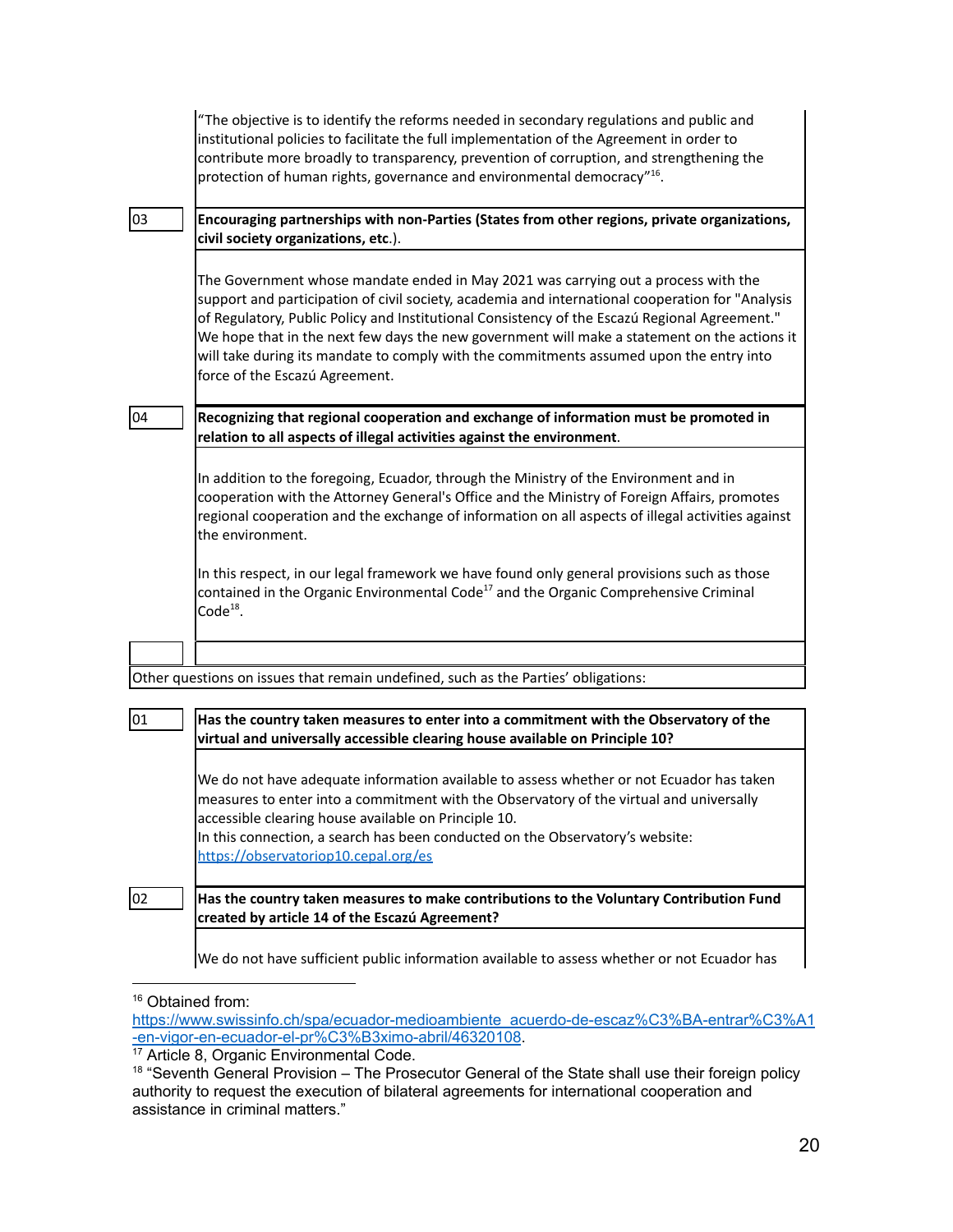"The objective is to identify the reforms needed in secondary regulations and public and institutional policies to facilitate the full implementation of the Agreement in order to contribute more broadly to transparency, prevention of corruption, and strengthening the protection of human rights, governance and environmental democracy"[16].

| | |
|---|---|
| 03 | **Encouraging partnerships with non-Parties (States from other regions, private organizations, civil society organizations, etc.).** |
| | The Government whose mandate ended in May 2021 was carrying out a process with the support and participation of civil society, academia and international cooperation for "Analysis of Regulatory, Public Policy and Institutional Consistency of the Escazú Regional Agreement." We hope that in the next few days the new government will make a statement on the actions it will take during its mandate to comply with the commitments assumed upon the entry into force of the Escazú Agreement. |
| 04 | **Recognizing that regional cooperation and exchange of information must be promoted in relation to all aspects of illegal activities against the environment.** |
| | In addition to the foregoing, Ecuador, through the Ministry of the Environment and in cooperation with the Attorney General's Office and the Ministry of Foreign Affairs, promotes regional cooperation and the exchange of information on all aspects of illegal activities against the environment.<br><br>In this respect, in our legal framework we have found only general provisions such as those contained in the Organic Environmental Code[17] and the Organic Comprehensive Criminal Code[18]. |
| | |

Other questions on issues that remain undefined, such as the Parties' obligations:

| | |
|---|---|
| 01 | **Has the country taken measures to enter into a commitment with the Observatory of the virtual and universally accessible clearing house available on Principle 10?** |
| | We do not have adequate information available to assess whether or not Ecuador has taken measures to enter into a commitment with the Observatory of the virtual and universally accessible clearing house available on Principle 10.<br>In this connection, a search has been conducted on the Observatory's website: https://observatoriop10.cepal.org/es |
| 02 | **Has the country taken measures to make contributions to the Voluntary Contribution Fund created by article 14 of the Escazú Agreement?** |
| | We do not have sufficient public information available to assess whether or not Ecuador has |

[16] Obtained from: https://www.swissinfo.ch/spa/ecuador-medioambiente_acuerdo-de-escaz%C3%BA-entrar%C3%A1-en-vigor-en-ecuador-el-pr%C3%B3ximo-abril/46320108.

[17] Article 8, Organic Environmental Code.

[18] "Seventh General Provision – The Prosecutor General of the State shall use their foreign policy authority to request the execution of bilateral agreements for international cooperation and assistance in criminal matters."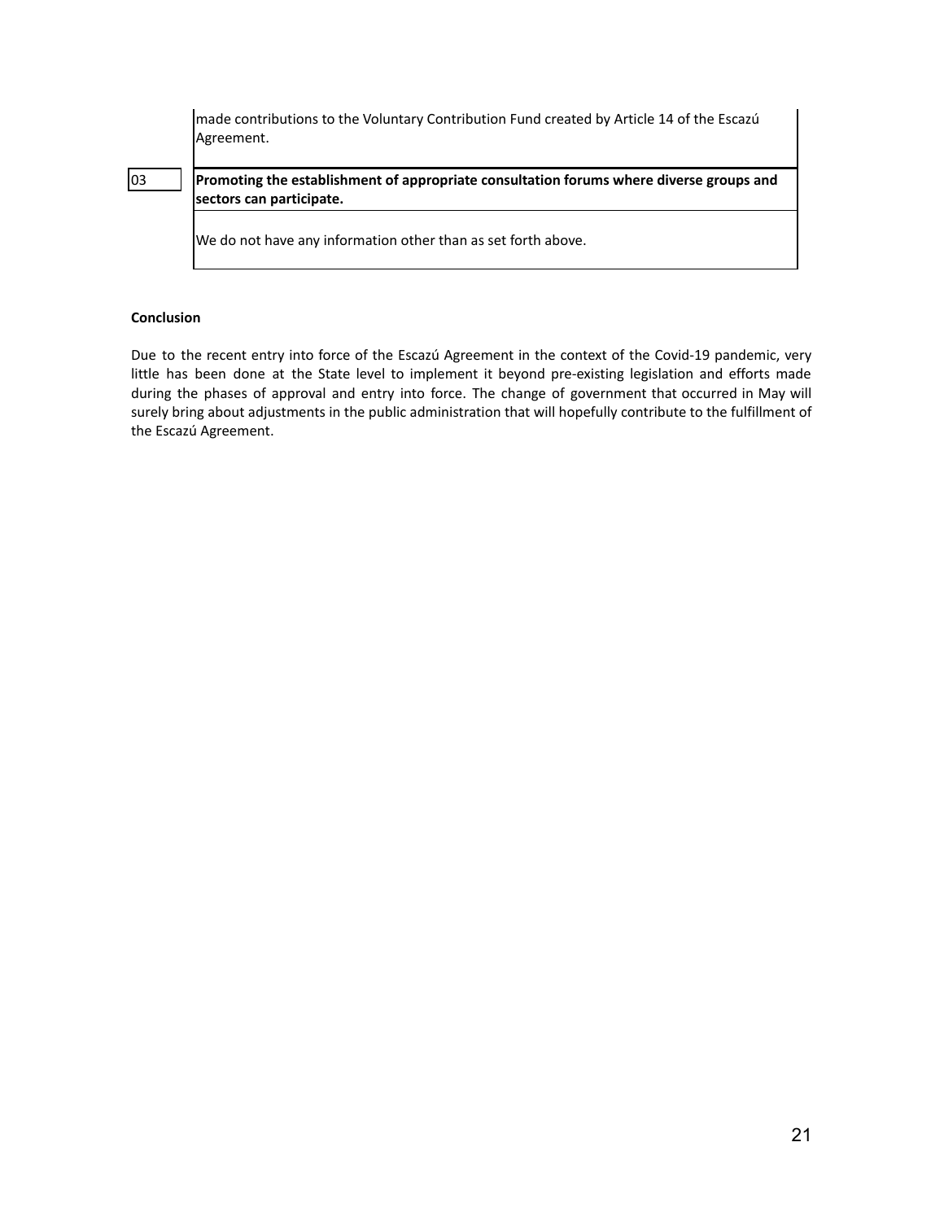| | |
|---|---|
| | made contributions to the Voluntary Contribution Fund created by Article 14 of the Escazú Agreement. |
| 03 | **Promoting the establishment of appropriate consultation forums where diverse groups and sectors can participate.** |
| | We do not have any information other than as set forth above. |

**Conclusion**

Due to the recent entry into force of the Escazú Agreement in the context of the Covid-19 pandemic, very little has been done at the State level to implement it beyond pre-existing legislation and efforts made during the phases of approval and entry into force. The change of government that occurred in May will surely bring about adjustments in the public administration that will hopefully contribute to the fulfillment of the Escazú Agreement.